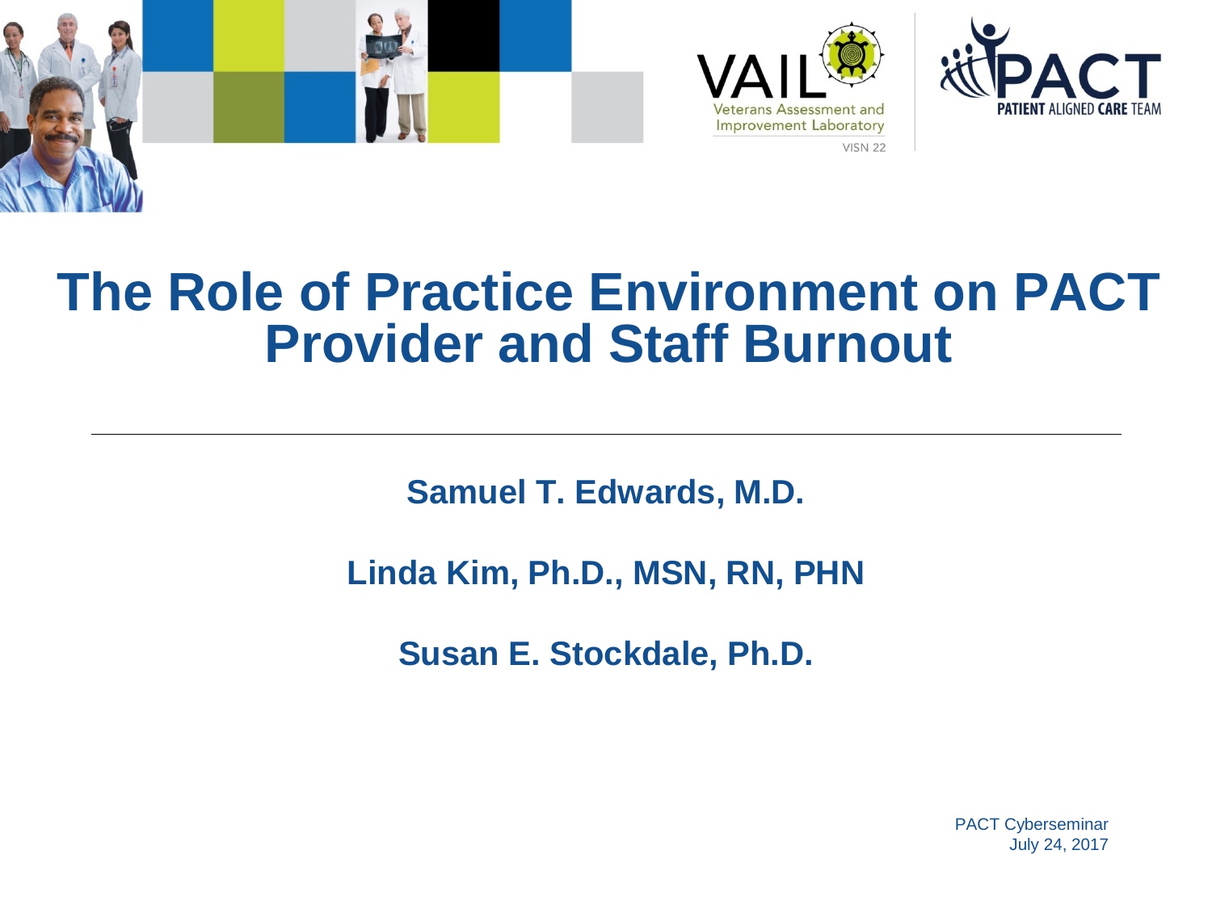VAIL Veterans Assessment and Improvement Laboratory VISN 22

PACT PATIENT ALIGNED CARE TEAM

# The Role of Practice Environment on PACT Provider and Staff Burnout

---

**Samuel T. Edwards, M.D.**

**Linda Kim, Ph.D., MSN, RN, PHN**

**Susan E. Stockdale, Ph.D.**

PACT Cyberseminar
July 24, 2017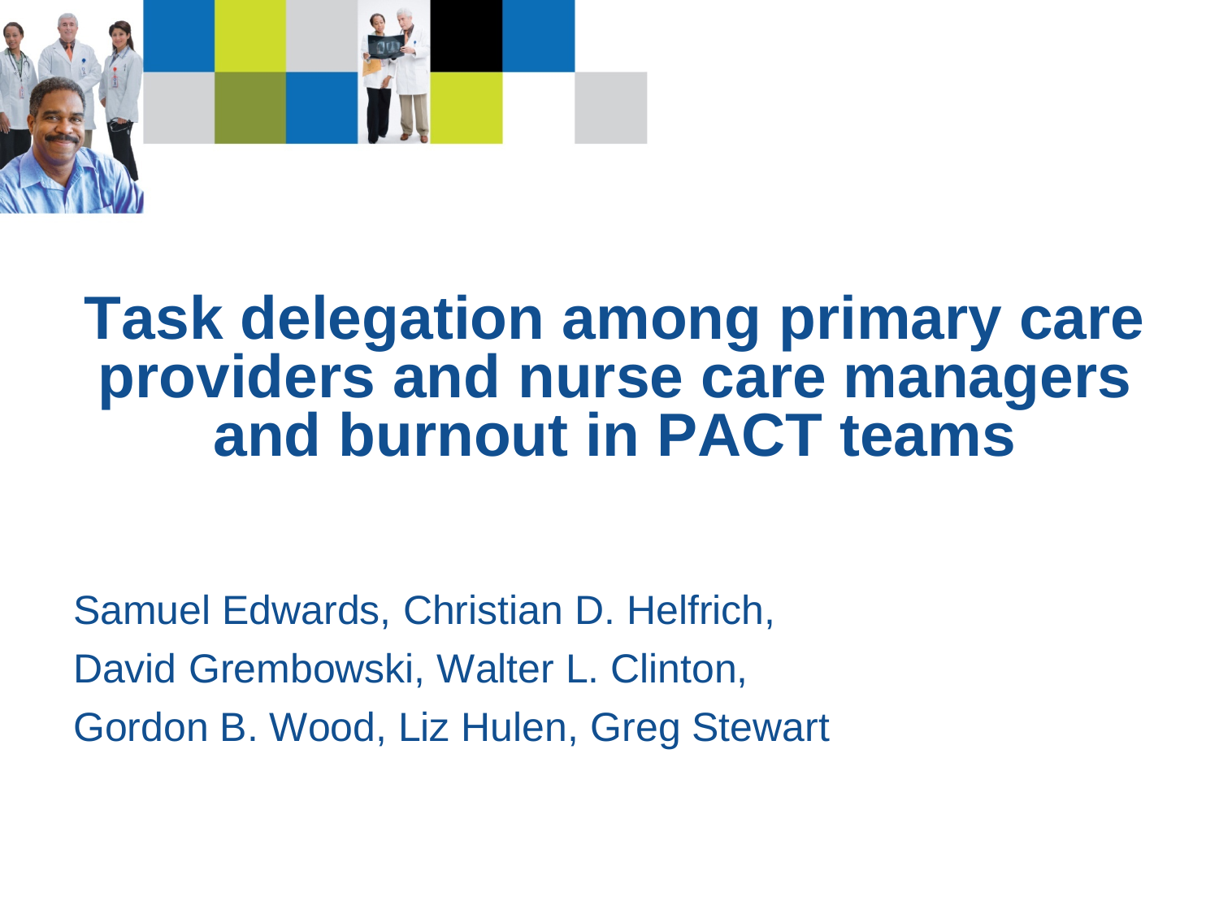# Task delegation among primary care providers and nurse care managers and burnout in PACT teams

Samuel Edwards, Christian D. Helfrich,
David Grembowski, Walter L. Clinton,
Gordon B. Wood, Liz Hulen, Greg Stewart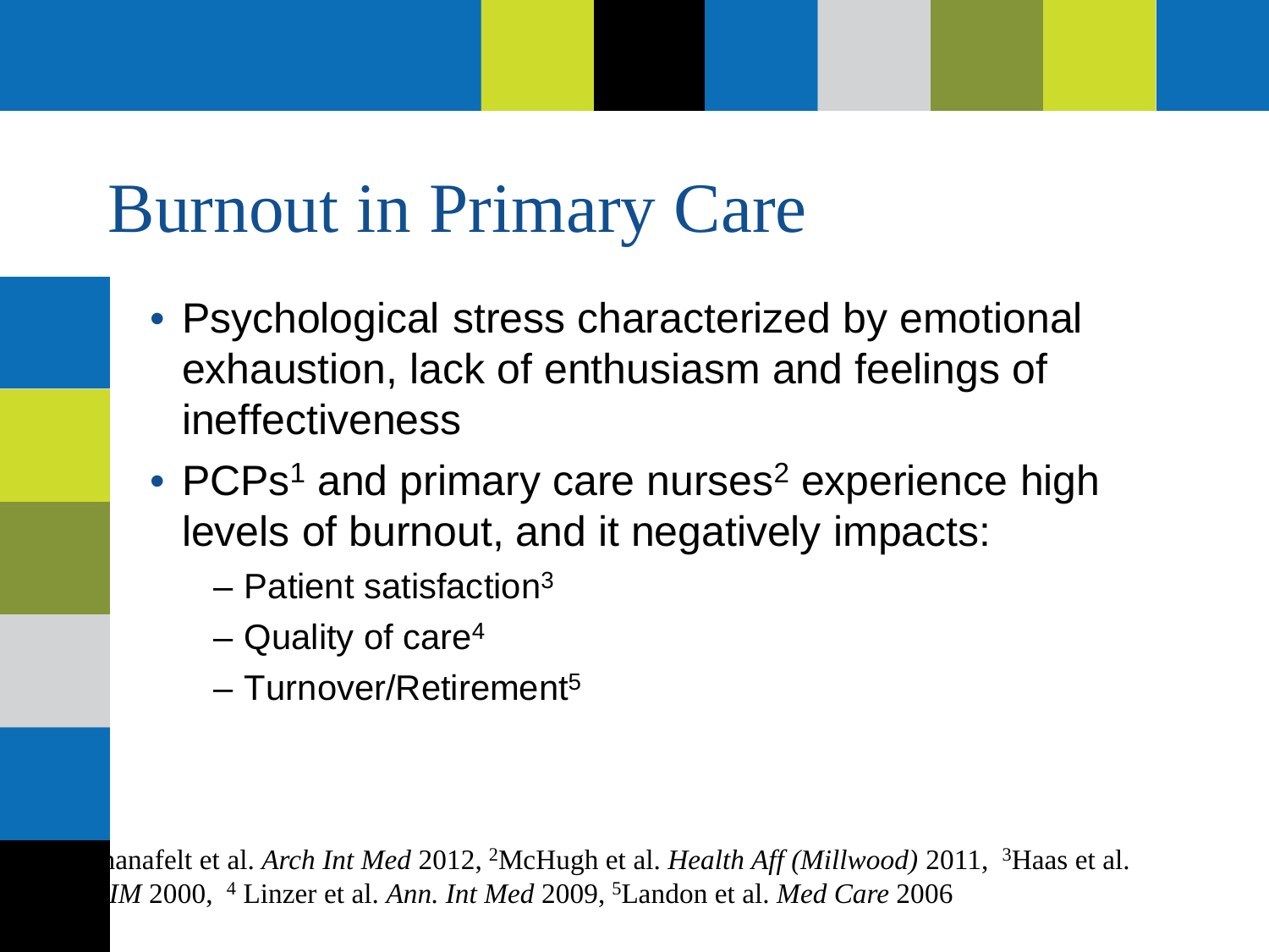# Burnout in Primary Care

- Psychological stress characterized by emotional exhaustion, lack of enthusiasm and feelings of ineffectiveness
- PCPs[1] and primary care nurses[2] experience high levels of burnout, and it negatively impacts:
  - Patient satisfaction[3]
  - Quality of care[4]
  - Turnover/Retirement[5]

anafelt et al. *Arch Int Med* 2012, [2]McHugh et al. *Health Aff (Millwood)* 2011, [3]Haas et al. *IM* 2000, [4] Linzer et al. *Ann. Int Med* 2009, [5]Landon et al. *Med Care* 2006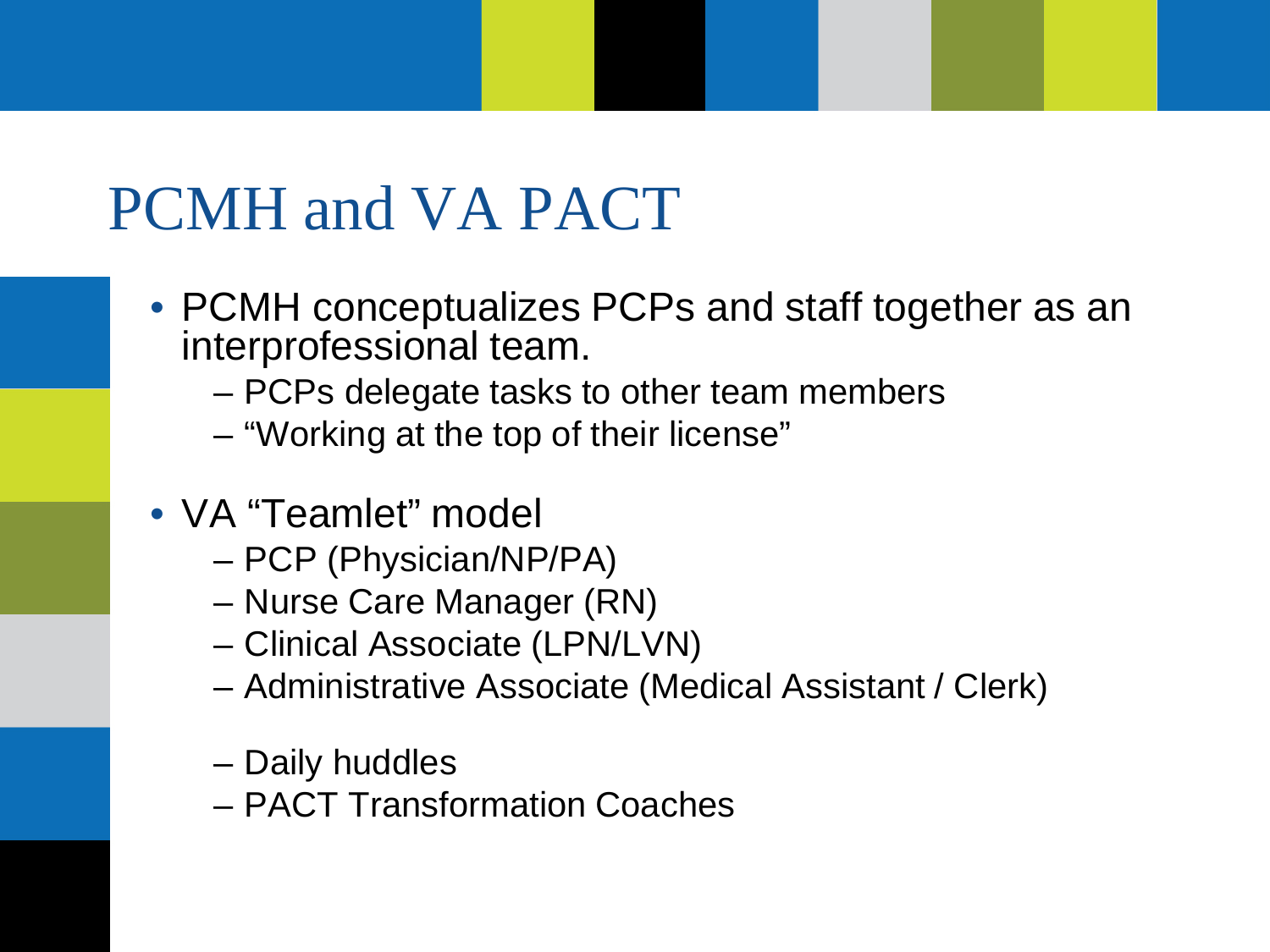# PCMH and VA PACT

- PCMH conceptualizes PCPs and staff together as an interprofessional team.
  - PCPs delegate tasks to other team members
  - "Working at the top of their license"
- VA "Teamlet" model
  - PCP (Physician/NP/PA)
  - Nurse Care Manager (RN)
  - Clinical Associate (LPN/LVN)
  - Administrative Associate (Medical Assistant / Clerk)
  - Daily huddles
  - PACT Transformation Coaches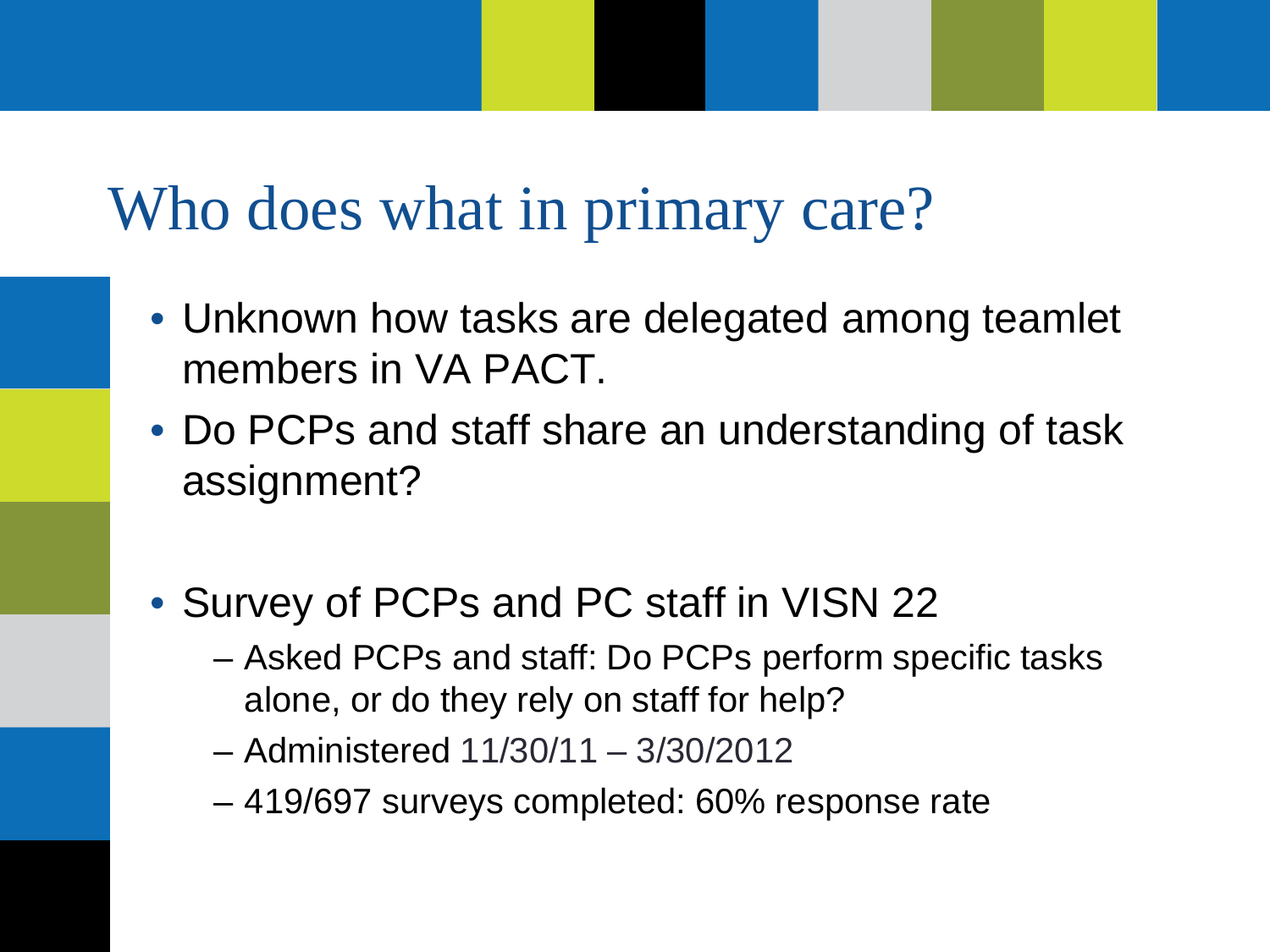# Who does what in primary care?

- Unknown how tasks are delegated among teamlet members in VA PACT.
- Do PCPs and staff share an understanding of task assignment?
- Survey of PCPs and PC staff in VISN 22
  - Asked PCPs and staff: Do PCPs perform specific tasks alone, or do they rely on staff for help?
  - Administered 11/30/11 – 3/30/2012
  - 419/697 surveys completed: 60% response rate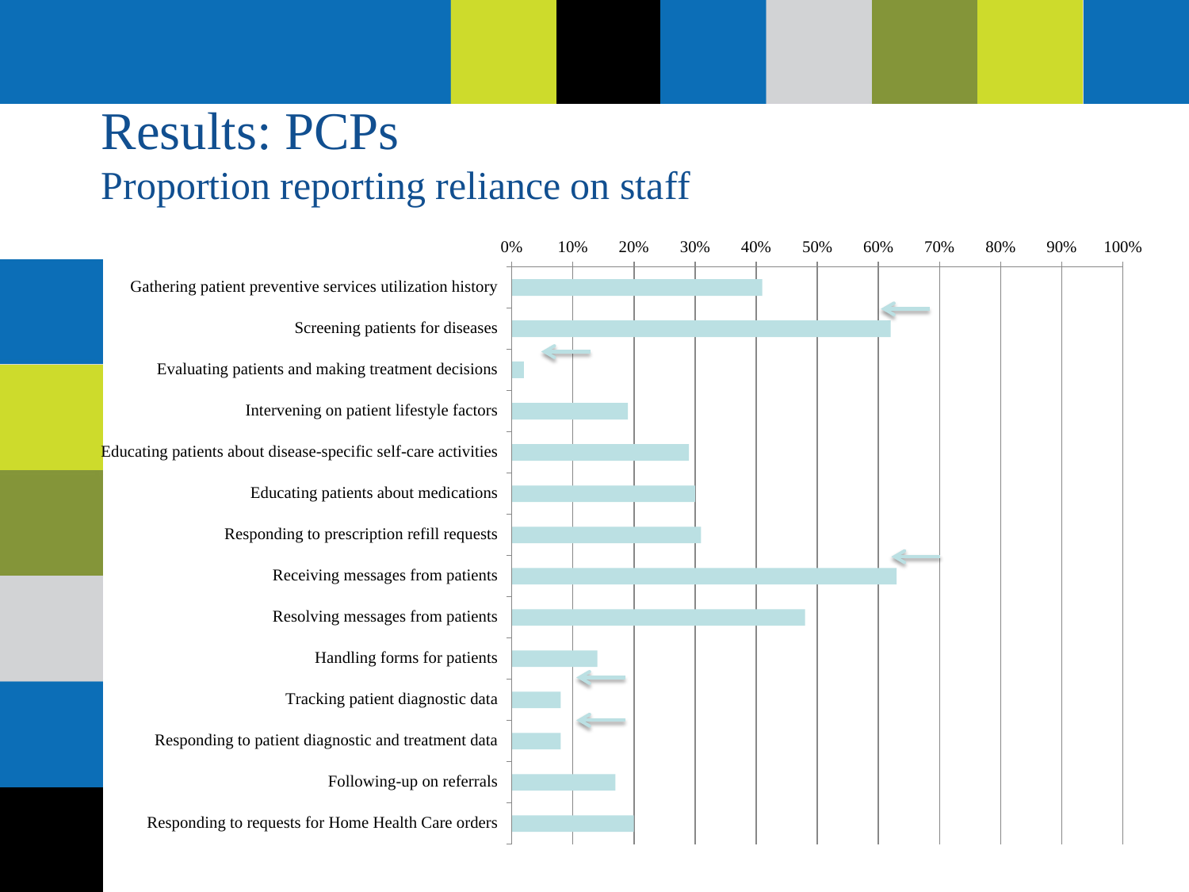# Results: PCPs

## Proportion reporting reliance on staff

| Task | Proportion |
|---|---|
| Gathering patient preventive services utilization history | ~41% |
| Screening patients for diseases | ~62% |
| Evaluating patients and making treatment decisions | ~2% |
| Intervening on patient lifestyle factors | ~19% |
| Educating patients about disease-specific self-care activities | ~29% |
| Educating patients about medications | ~30% |
| Responding to prescription refill requests | ~31% |
| Receiving messages from patients | ~63% |
| Resolving messages from patients | ~48% |
| Handling forms for patients | ~14% |
| Tracking patient diagnostic data | ~8% |
| Responding to patient diagnostic and treatment data | ~8% |
| Following-up on referrals | ~17% |
| Responding to requests for Home Health Care orders | ~20% |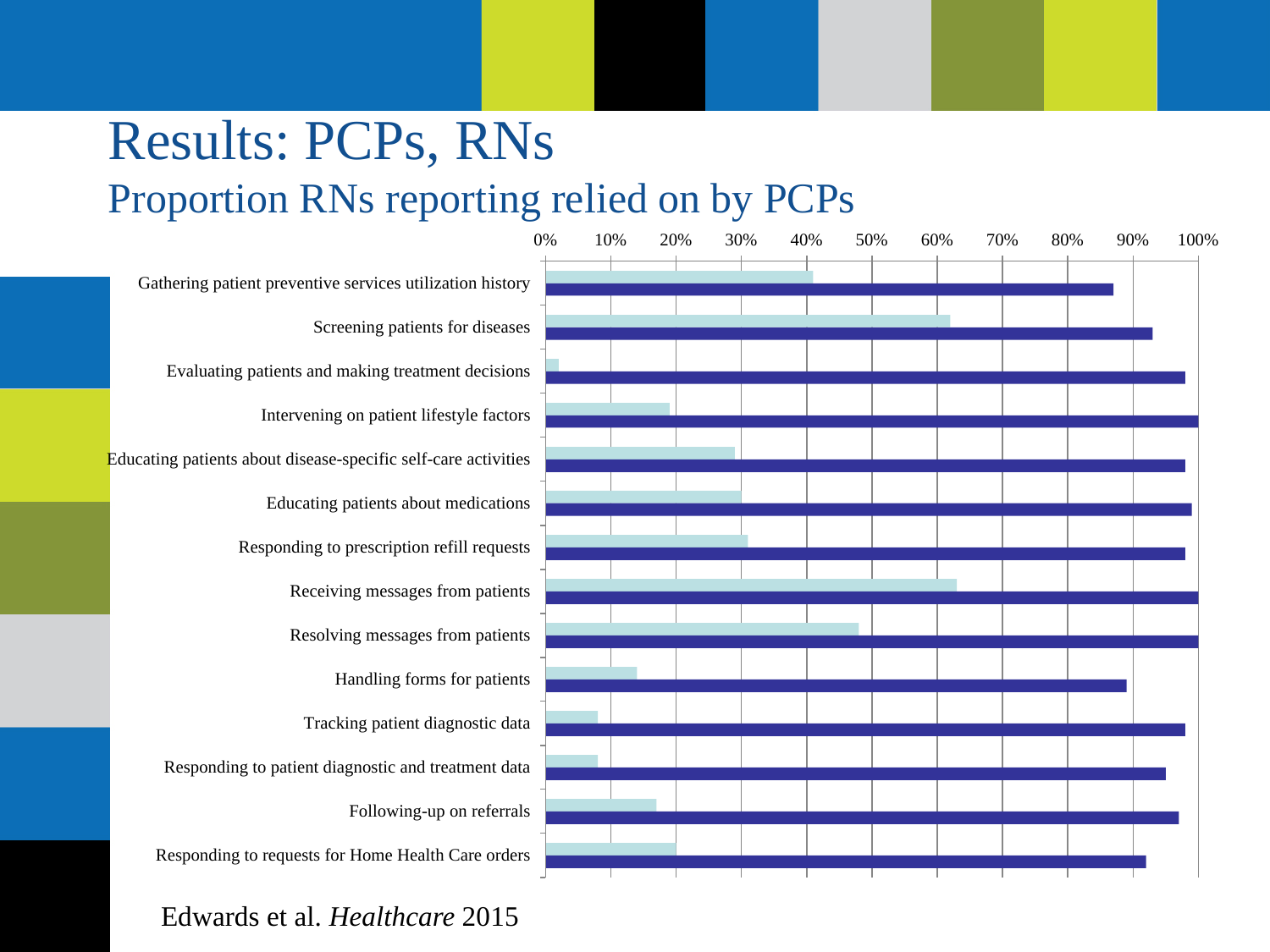# Results: PCPs, RNs

## Proportion RNs reporting relied on by PCPs

0% 10% 20% 30% 40% 50% 60% 70% 80% 90% 100%

- Gathering patient preventive services utilization history
- Screening patients for diseases
- Evaluating patients and making treatment decisions
- Intervening on patient lifestyle factors
- Educating patients about disease-specific self-care activities
- Educating patients about medications
- Responding to prescription refill requests
- Receiving messages from patients
- Resolving messages from patients
- Handling forms for patients
- Tracking patient diagnostic data
- Responding to patient diagnostic and treatment data
- Following-up on referrals
- Responding to requests for Home Health Care orders

Edwards et al. *Healthcare* 2015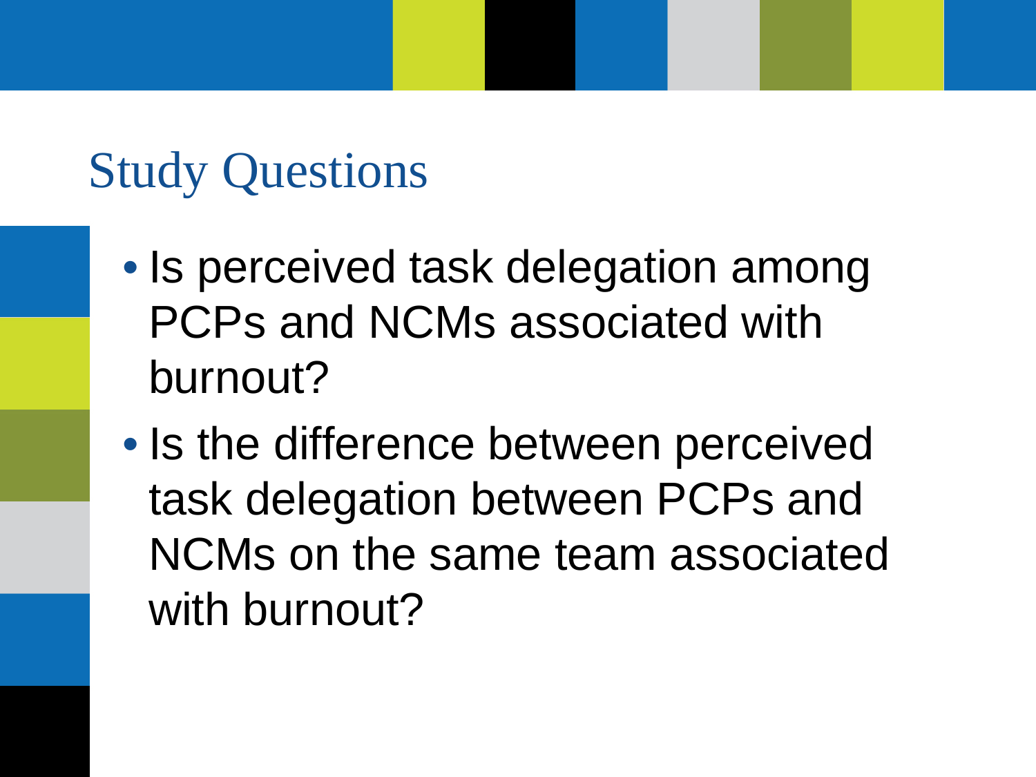## Study Questions

- Is perceived task delegation among PCPs and NCMs associated with burnout?
- Is the difference between perceived task delegation between PCPs and NCMs on the same team associated with burnout?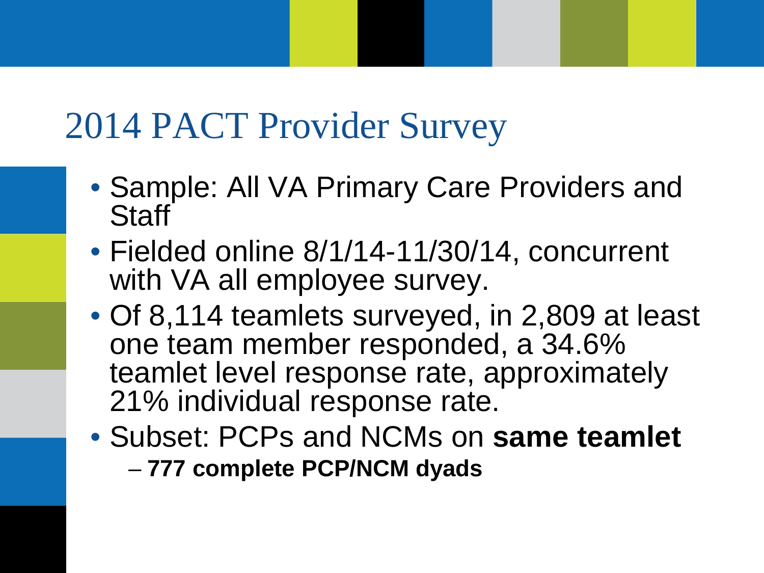# 2014 PACT Provider Survey

- Sample: All VA Primary Care Providers and Staff
- Fielded online 8/1/14-11/30/14, concurrent with VA all employee survey.
- Of 8,114 teamlets surveyed, in 2,809 at least one team member responded, a 34.6% teamlet level response rate, approximately 21% individual response rate.
- Subset: PCPs and NCMs on **same teamlet**
  - **777 complete PCP/NCM dyads**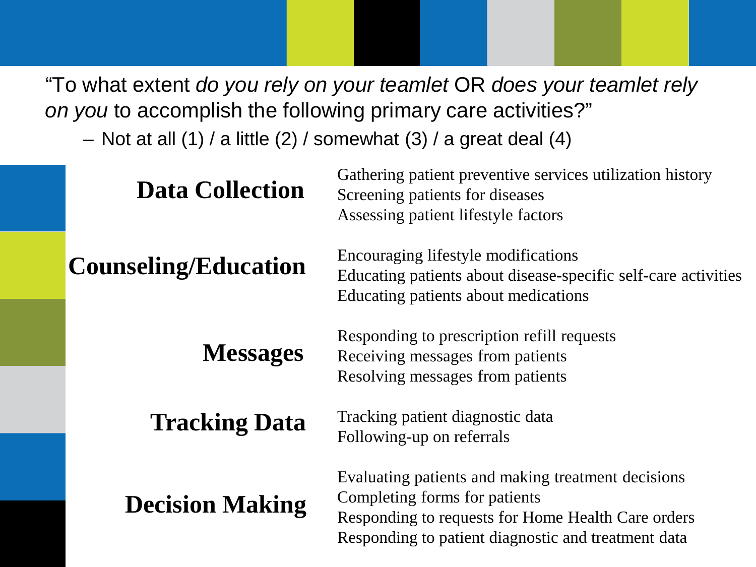"To what extent *do you rely on your teamlet* OR *does your teamlet rely on you* to accomplish the following primary care activities?"

- Not at all (1) / a little (2) / somewhat (3) / a great deal (4)

| Category | Activities |
|---|---|
| **Data Collection** | Gathering patient preventive services utilization history<br>Screening patients for diseases<br>Assessing patient lifestyle factors |
| **Counseling/Education** | Encouraging lifestyle modifications<br>Educating patients about disease-specific self-care activities<br>Educating patients about medications |
| **Messages** | Responding to prescription refill requests<br>Receiving messages from patients<br>Resolving messages from patients |
| **Tracking Data** | Tracking patient diagnostic data<br>Following-up on referrals |
| **Decision Making** | Evaluating patients and making treatment decisions<br>Completing forms for patients<br>Responding to requests for Home Health Care orders<br>Responding to patient diagnostic and treatment data |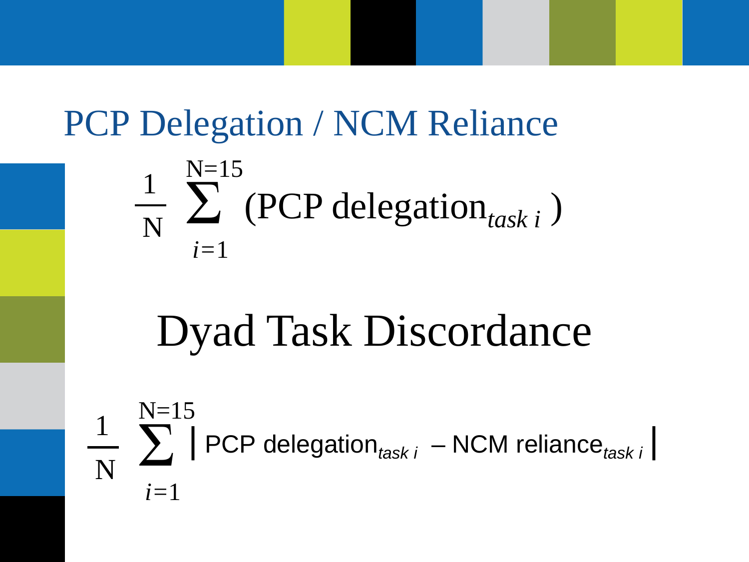## PCP Delegation / NCM Reliance

$$\frac{1}{N} \sum_{i=1}^{N=15} (\text{PCP delegation}_{task\ i})$$

## Dyad Task Discordance

$$\frac{1}{N} \sum_{i=1}^{N=15} \left| \text{PCP delegation}_{task\ i} - \text{NCM reliance}_{task\ i} \right|$$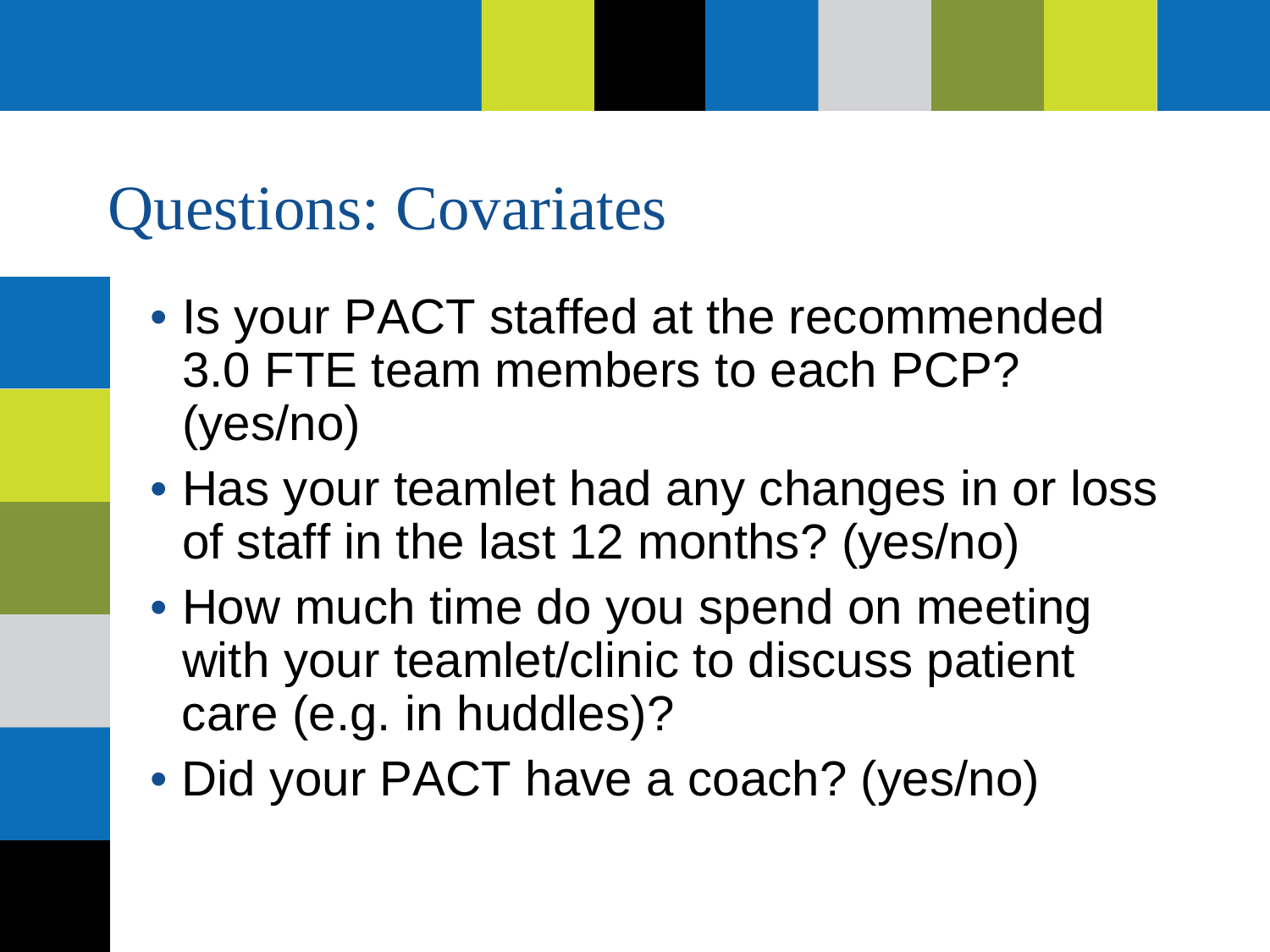# Questions: Covariates

- Is your PACT staffed at the recommended 3.0 FTE team members to each PCP? (yes/no)
- Has your teamlet had any changes in or loss of staff in the last 12 months? (yes/no)
- How much time do you spend on meeting with your teamlet/clinic to discuss patient care (e.g. in huddles)?
- Did your PACT have a coach? (yes/no)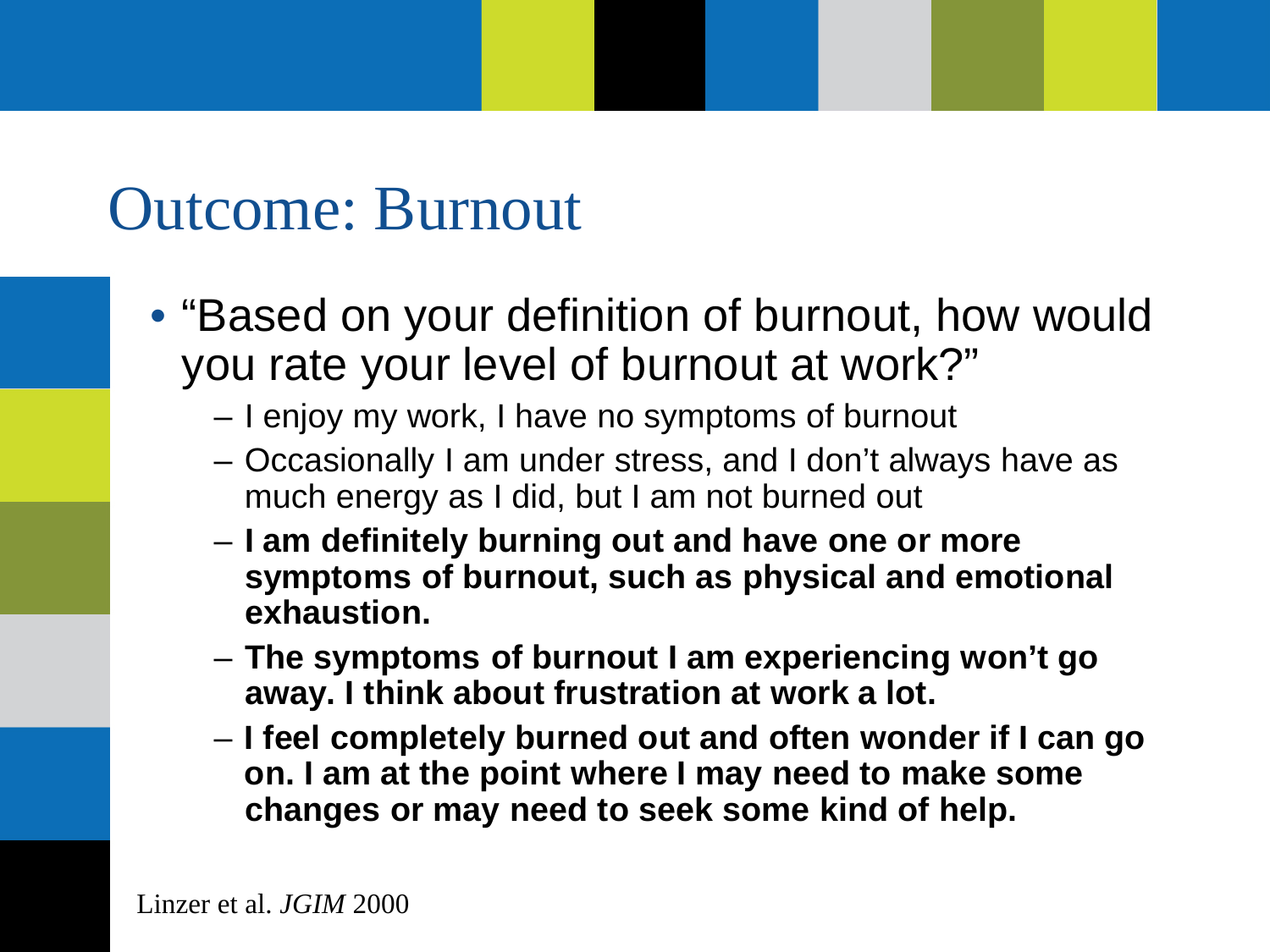# Outcome: Burnout

- "Based on your definition of burnout, how would you rate your level of burnout at work?"
  - I enjoy my work, I have no symptoms of burnout
  - Occasionally I am under stress, and I don't always have as much energy as I did, but I am not burned out
  - **I am definitely burning out and have one or more symptoms of burnout, such as physical and emotional exhaustion.**
  - **The symptoms of burnout I am experiencing won't go away. I think about frustration at work a lot.**
  - **I feel completely burned out and often wonder if I can go on. I am at the point where I may need to make some changes or may need to seek some kind of help.**

Linzer et al. *JGIM* 2000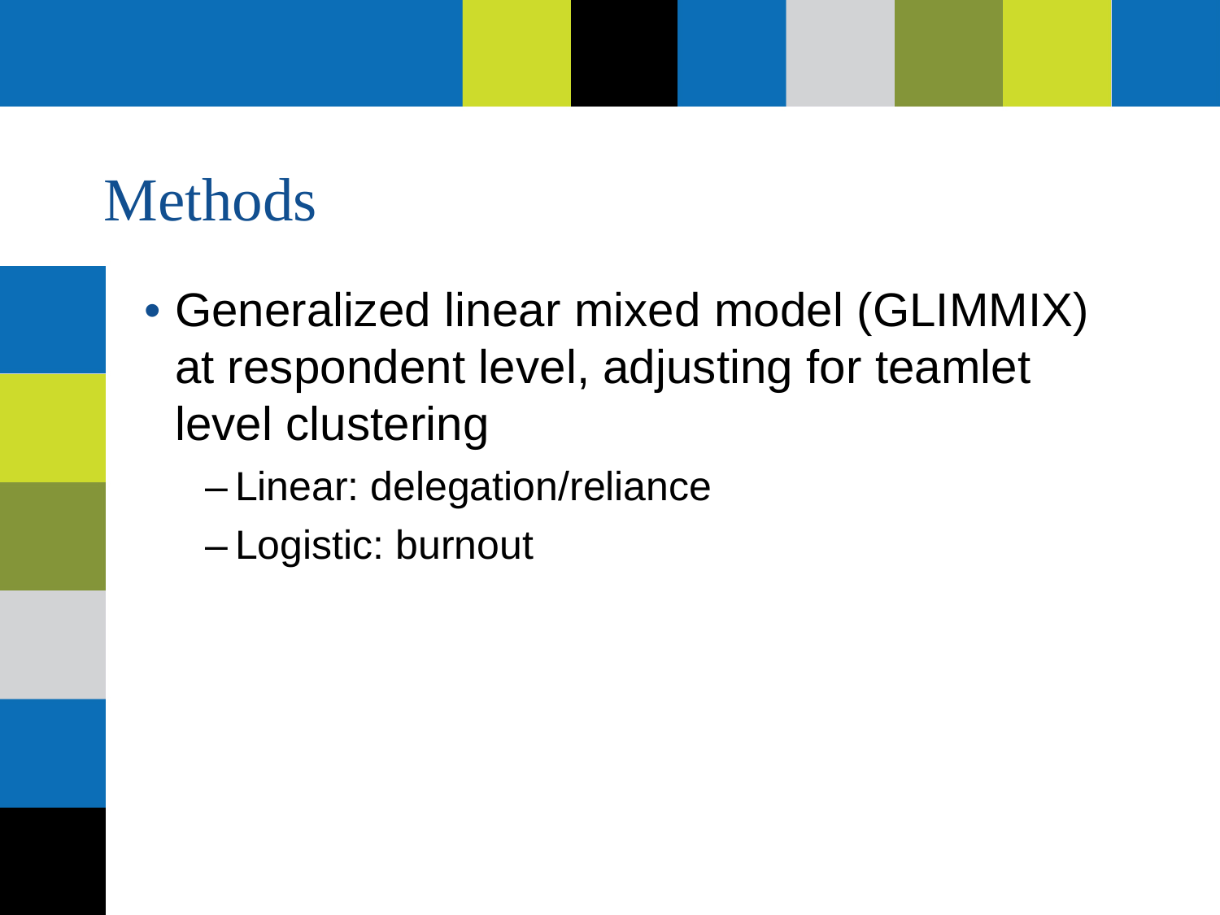# Methods

- Generalized linear mixed model (GLIMMIX) at respondent level, adjusting for teamlet level clustering
  - Linear: delegation/reliance
  - Logistic: burnout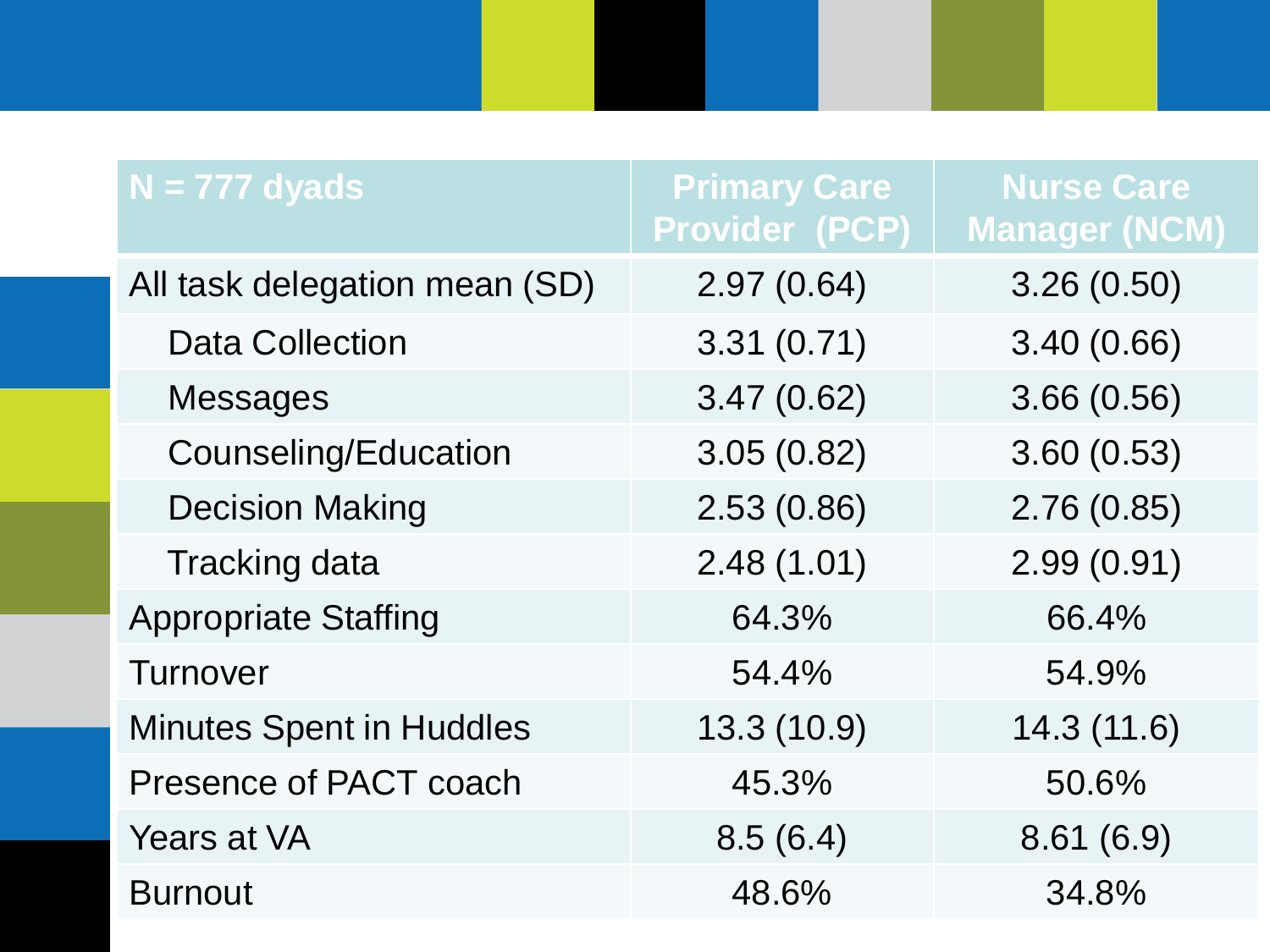| N = 777 dyads | Primary Care Provider (PCP) | Nurse Care Manager (NCM) |
|---|---|---|
| All task delegation mean (SD) | 2.97 (0.64) | 3.26 (0.50) |
| Data Collection | 3.31 (0.71) | 3.40 (0.66) |
| Messages | 3.47 (0.62) | 3.66 (0.56) |
| Counseling/Education | 3.05 (0.82) | 3.60 (0.53) |
| Decision Making | 2.53 (0.86) | 2.76 (0.85) |
| Tracking data | 2.48 (1.01) | 2.99 (0.91) |
| Appropriate Staffing | 64.3% | 66.4% |
| Turnover | 54.4% | 54.9% |
| Minutes Spent in Huddles | 13.3 (10.9) | 14.3 (11.6) |
| Presence of PACT coach | 45.3% | 50.6% |
| Years at VA | 8.5 (6.4) | 8.61 (6.9) |
| Burnout | 48.6% | 34.8% |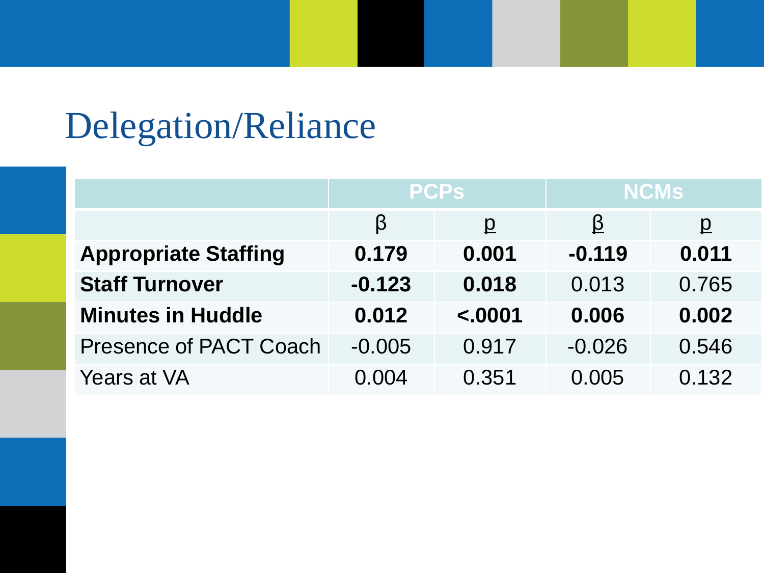# Delegation/Reliance

| | PCPs | | NCMs | |
|---|---|---|---|---|
| | β | p | β | p |
| **Appropriate Staffing** | **0.179** | **0.001** | **-0.119** | **0.011** |
| **Staff Turnover** | **-0.123** | **0.018** | 0.013 | 0.765 |
| **Minutes in Huddle** | **0.012** | **<.0001** | **0.006** | **0.002** |
| Presence of PACT Coach | -0.005 | 0.917 | -0.026 | 0.546 |
| Years at VA | 0.004 | 0.351 | 0.005 | 0.132 |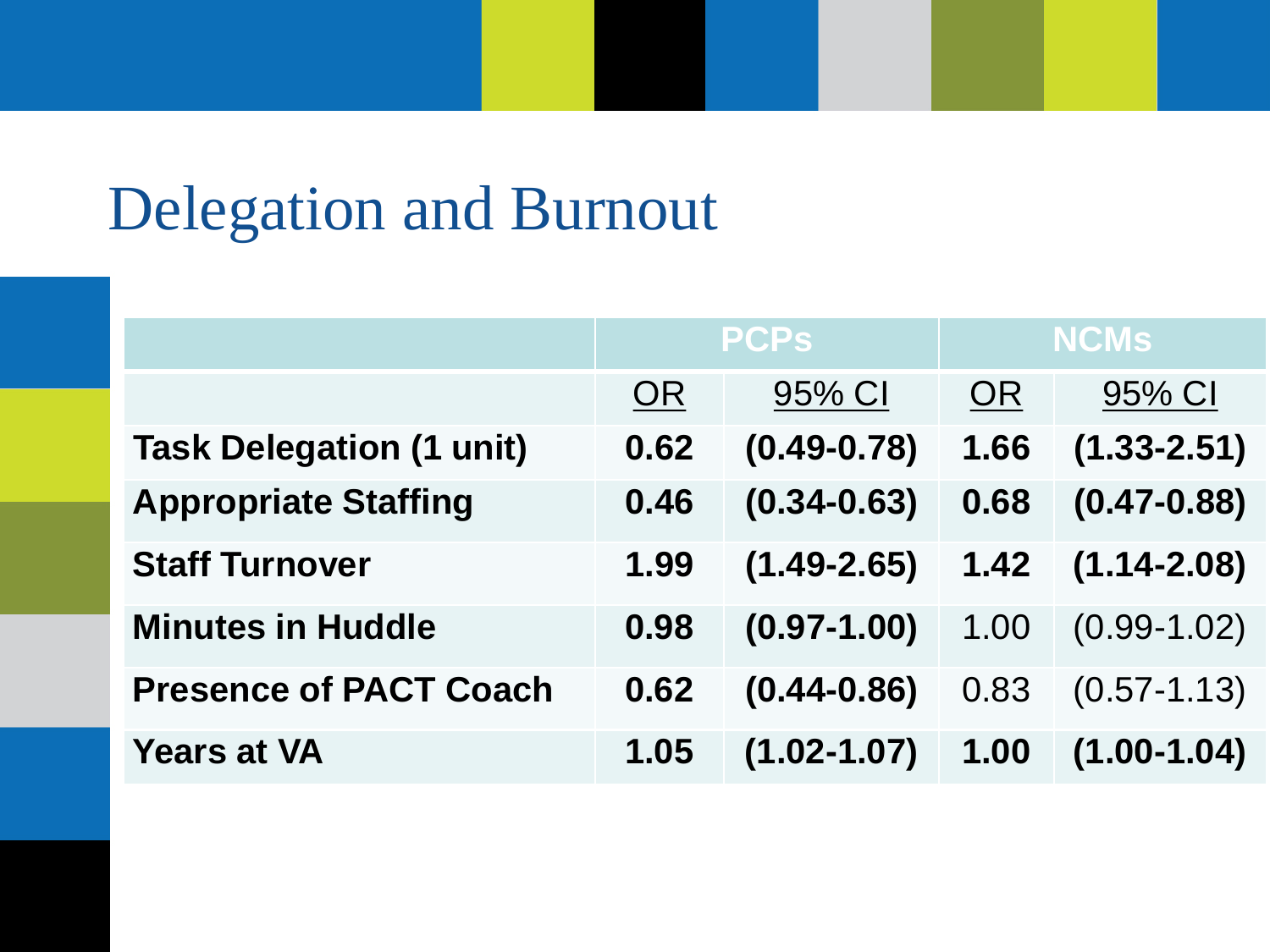# Delegation and Burnout

| | PCPs | | NCMs | |
|---|---|---|---|---|
| | OR | 95% CI | OR | 95% CI |
| **Task Delegation (1 unit)** | **0.62** | **(0.49-0.78)** | **1.66** | **(1.33-2.51)** |
| **Appropriate Staffing** | **0.46** | **(0.34-0.63)** | **0.68** | **(0.47-0.88)** |
| **Staff Turnover** | **1.99** | **(1.49-2.65)** | **1.42** | **(1.14-2.08)** |
| **Minutes in Huddle** | **0.98** | **(0.97-1.00)** | 1.00 | (0.99-1.02) |
| **Presence of PACT Coach** | **0.62** | **(0.44-0.86)** | 0.83 | (0.57-1.13) |
| **Years at VA** | **1.05** | **(1.02-1.07)** | **1.00** | **(1.00-1.04)** |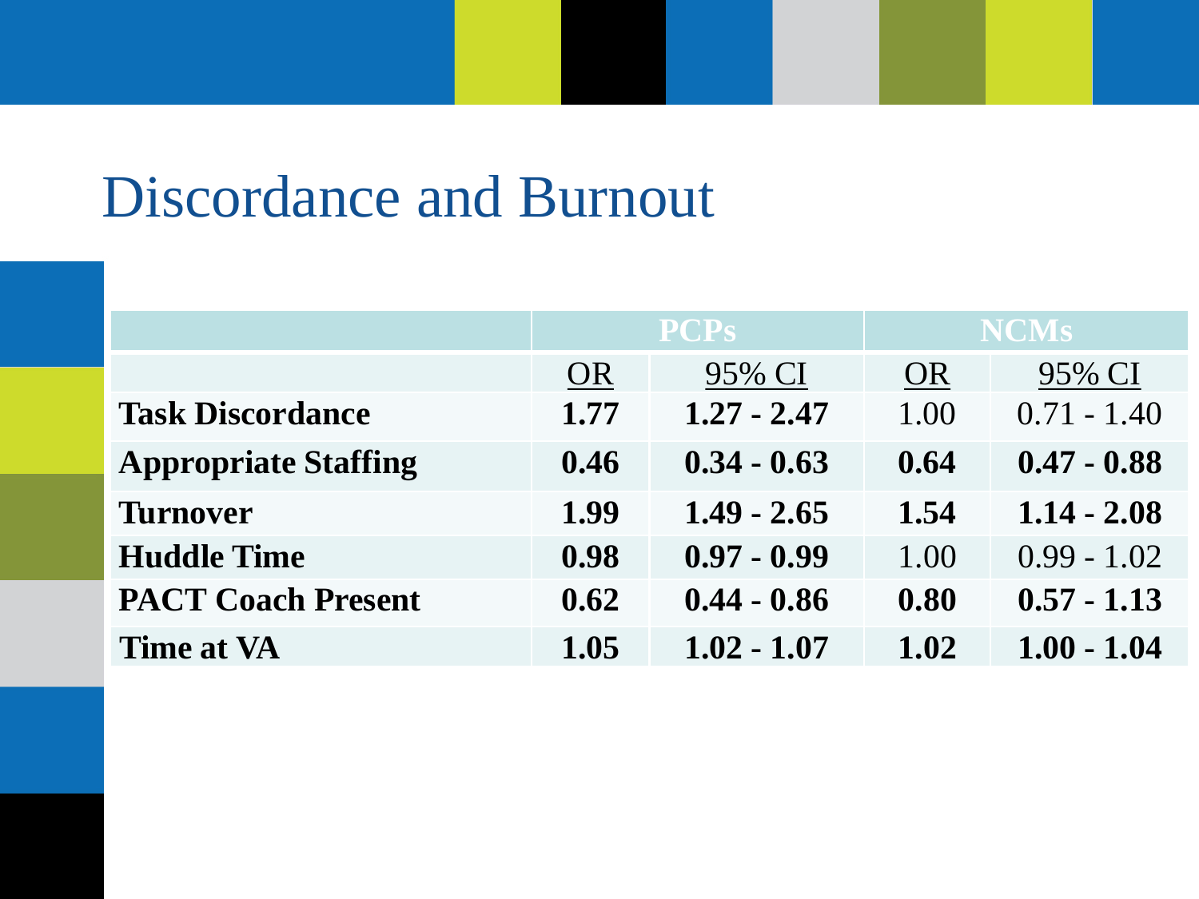# Discordance and Burnout

| | PCPs | | NCMs | |
|---|---|---|---|---|
| | OR | 95% CI | OR | 95% CI |
| **Task Discordance** | **1.77** | **1.27 - 2.47** | 1.00 | 0.71 - 1.40 |
| **Appropriate Staffing** | **0.46** | **0.34 - 0.63** | **0.64** | **0.47 - 0.88** |
| **Turnover** | **1.99** | **1.49 - 2.65** | **1.54** | **1.14 - 2.08** |
| **Huddle Time** | **0.98** | **0.97 - 0.99** | 1.00 | 0.99 - 1.02 |
| **PACT Coach Present** | **0.62** | **0.44 - 0.86** | **0.80** | **0.57 - 1.13** |
| **Time at VA** | **1.05** | **1.02 - 1.07** | **1.02** | **1.00 - 1.04** |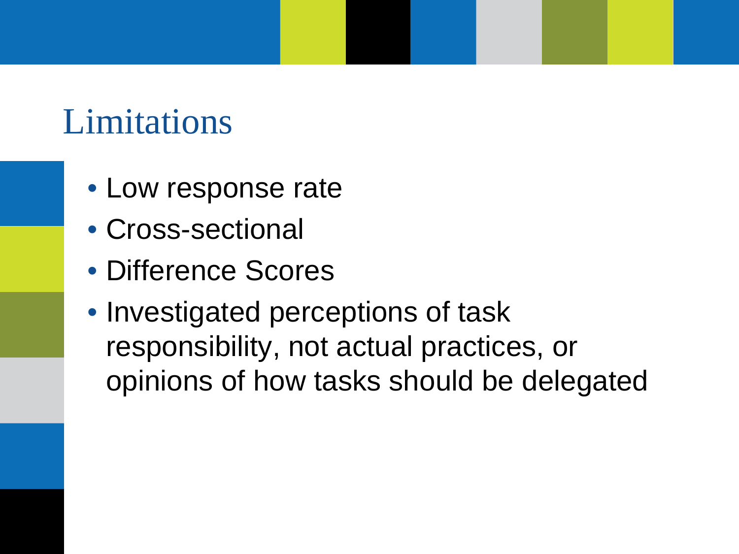# Limitations

- Low response rate
- Cross-sectional
- Difference Scores
- Investigated perceptions of task responsibility, not actual practices, or opinions of how tasks should be delegated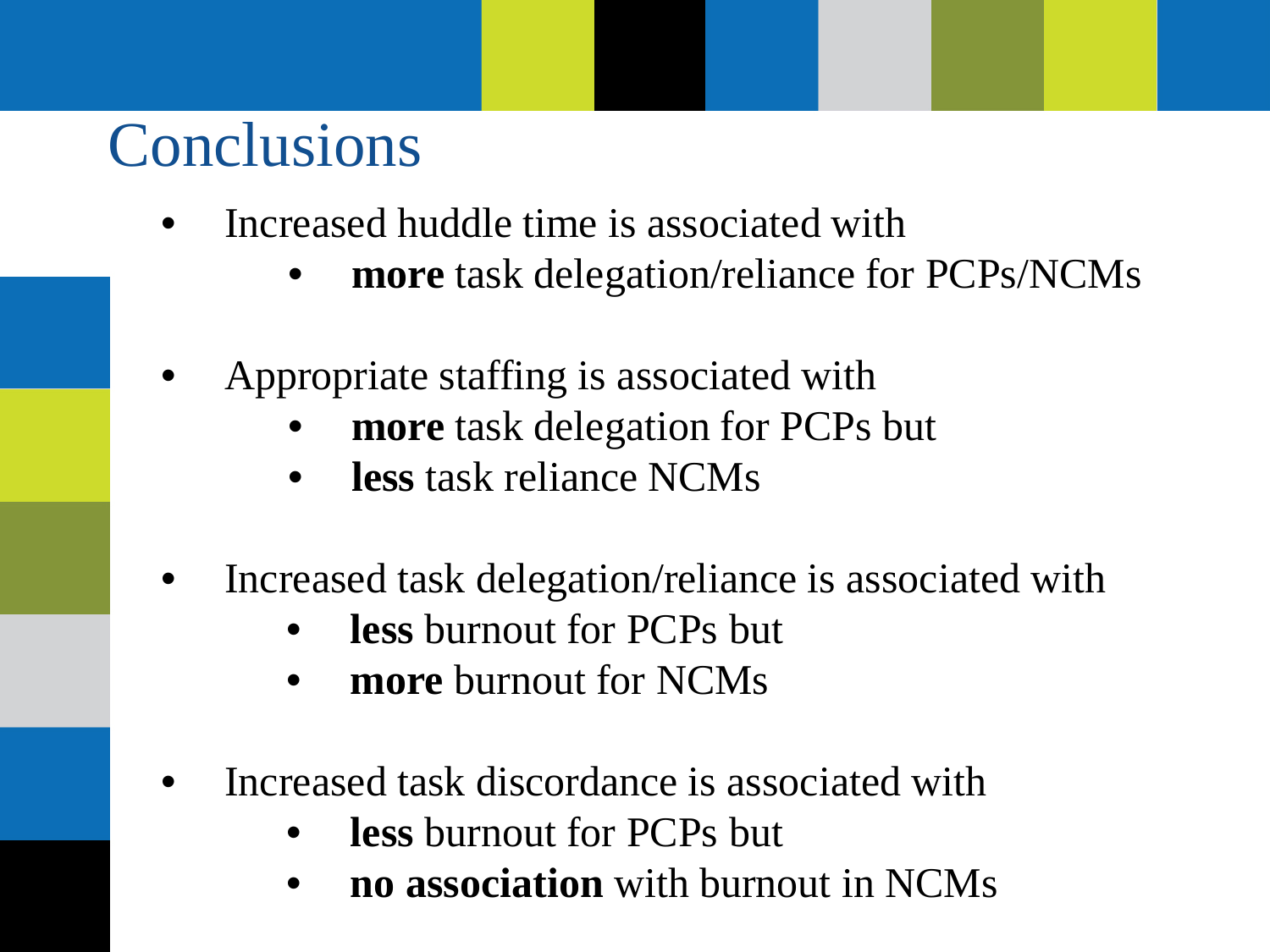# Conclusions

- Increased huddle time is associated with
  - **more** task delegation/reliance for PCPs/NCMs
- Appropriate staffing is associated with
  - **more** task delegation for PCPs but
  - **less** task reliance NCMs
- Increased task delegation/reliance is associated with
  - **less** burnout for PCPs but
  - **more** burnout for NCMs
- Increased task discordance is associated with
  - **less** burnout for PCPs but
  - **no association** with burnout in NCMs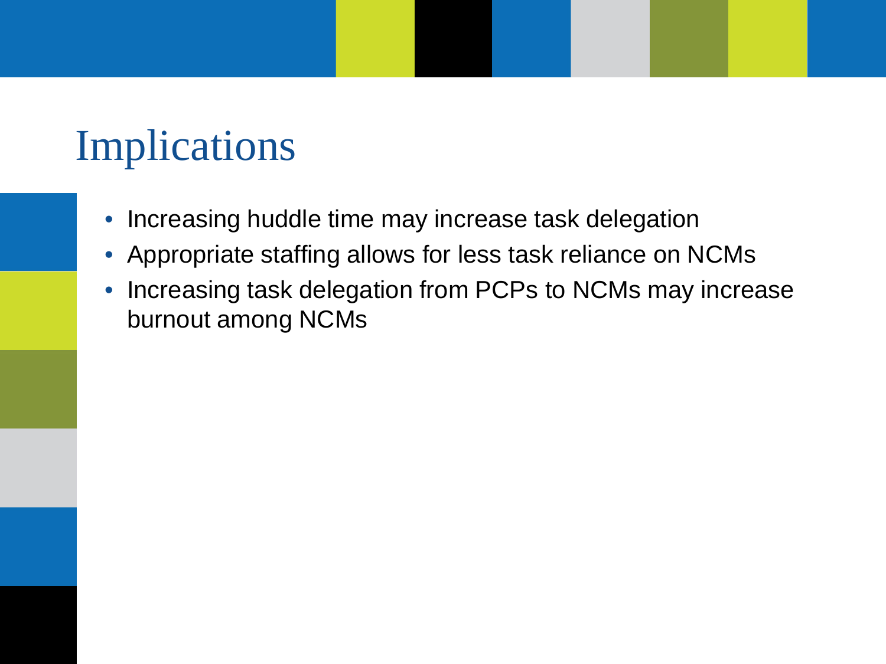# Implications

- Increasing huddle time may increase task delegation
- Appropriate staffing allows for less task reliance on NCMs
- Increasing task delegation from PCPs to NCMs may increase burnout among NCMs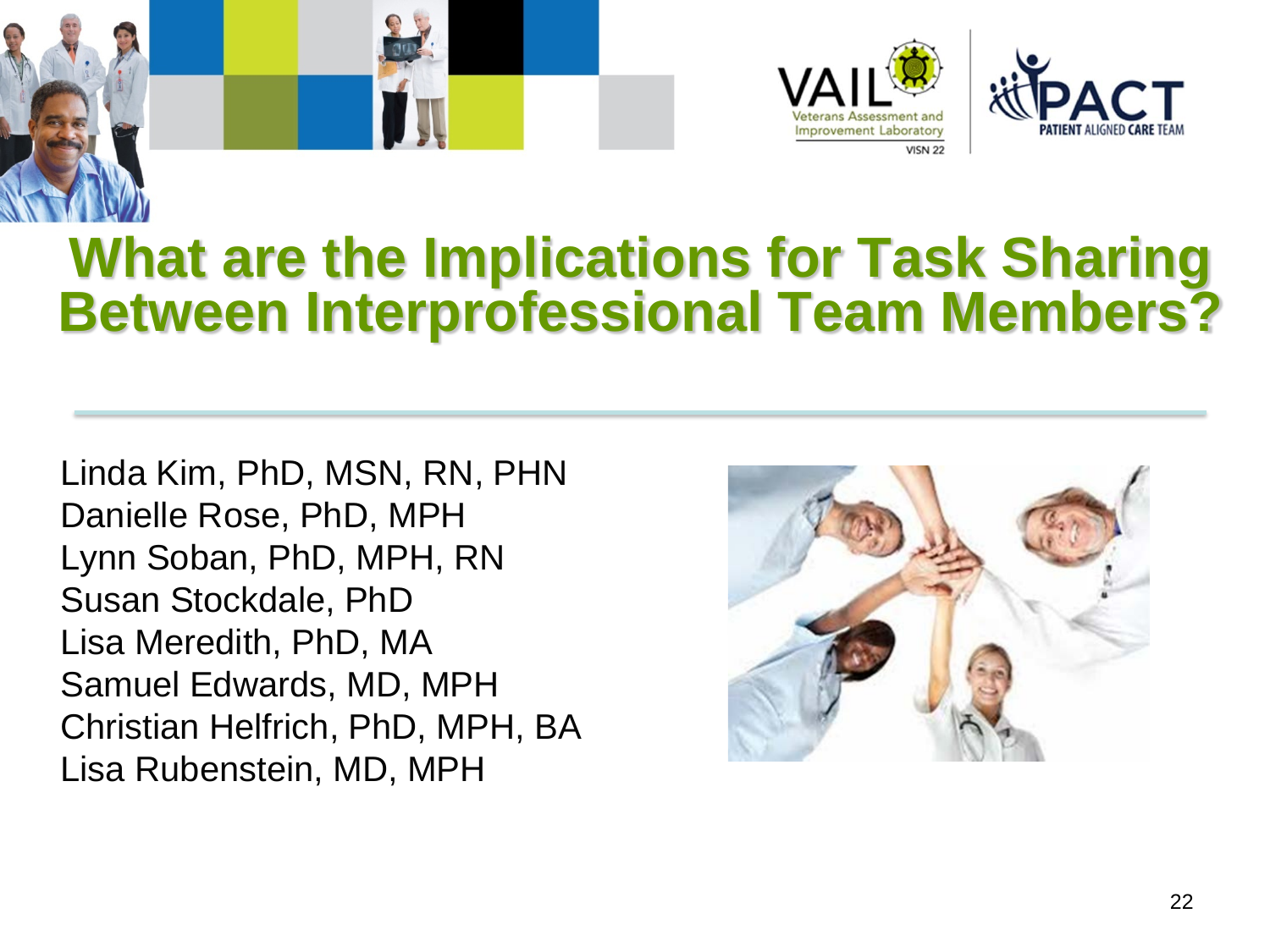# What are the Implications for Task Sharing Between Interprofessional Team Members?

Linda Kim, PhD, MSN, RN, PHN
Danielle Rose, PhD, MPH
Lynn Soban, PhD, MPH, RN
Susan Stockdale, PhD
Lisa Meredith, PhD, MA
Samuel Edwards, MD, MPH
Christian Helfrich, PhD, MPH, BA
Lisa Rubenstein, MD, MPH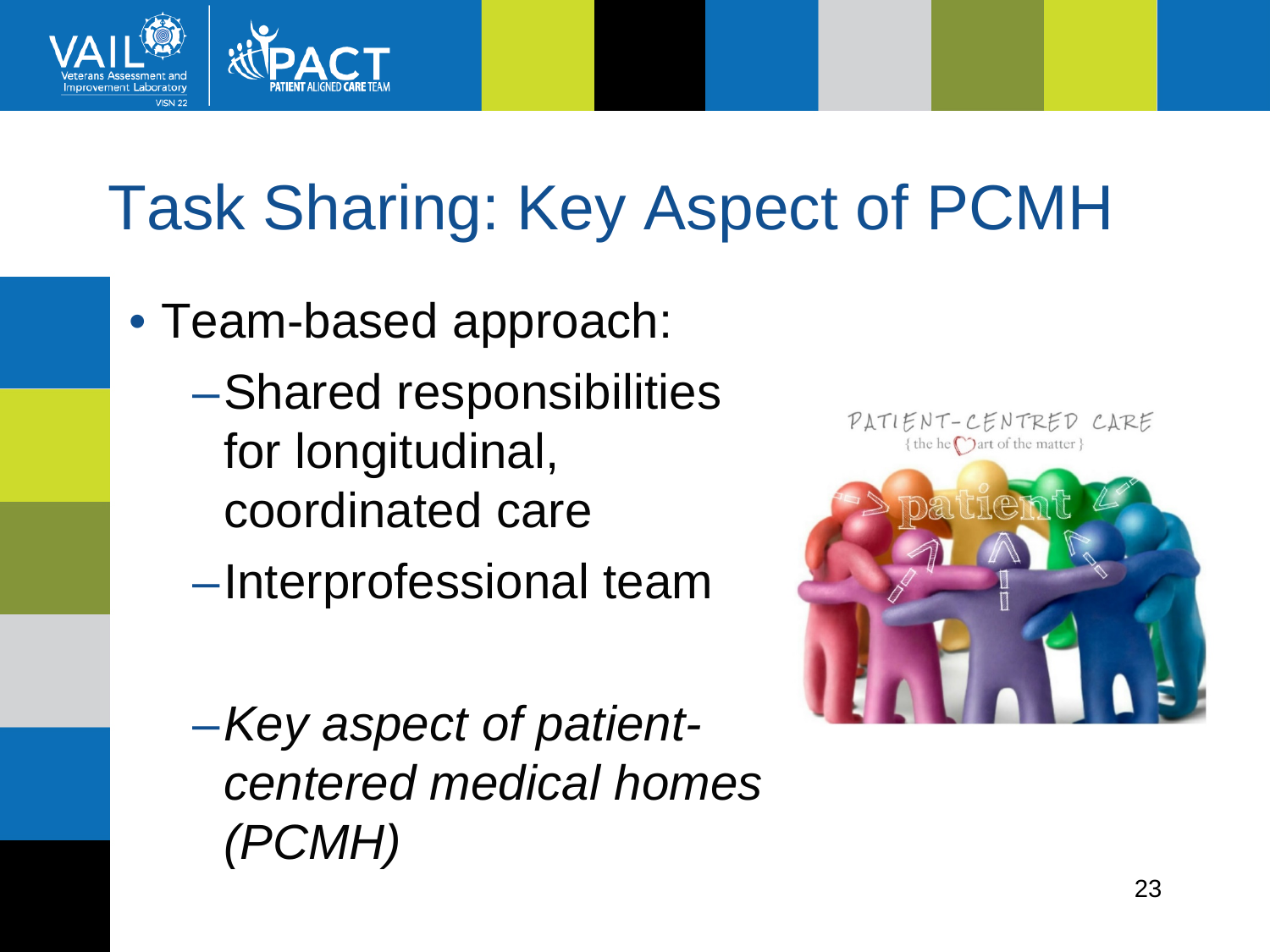# Task Sharing: Key Aspect of PCMH

- Team-based approach:
  - Shared responsibilities for longitudinal, coordinated care
  - Interprofessional team
  - *Key aspect of patient-centered medical homes (PCMH)*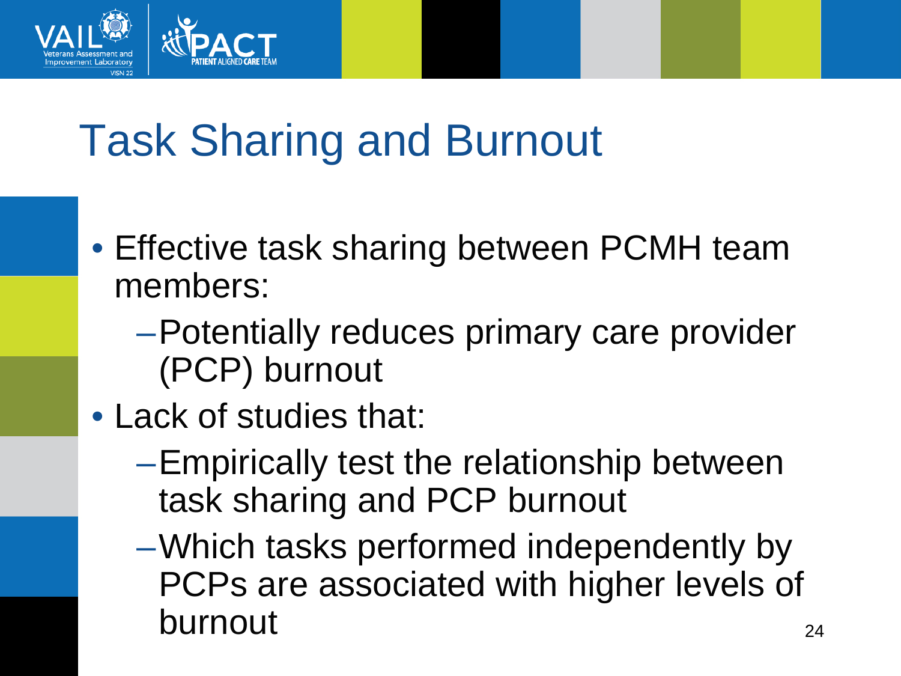# Task Sharing and Burnout

- Effective task sharing between PCMH team members:
  - Potentially reduces primary care provider (PCP) burnout
- Lack of studies that:
  - Empirically test the relationship between task sharing and PCP burnout
  - Which tasks performed independently by PCPs are associated with higher levels of burnout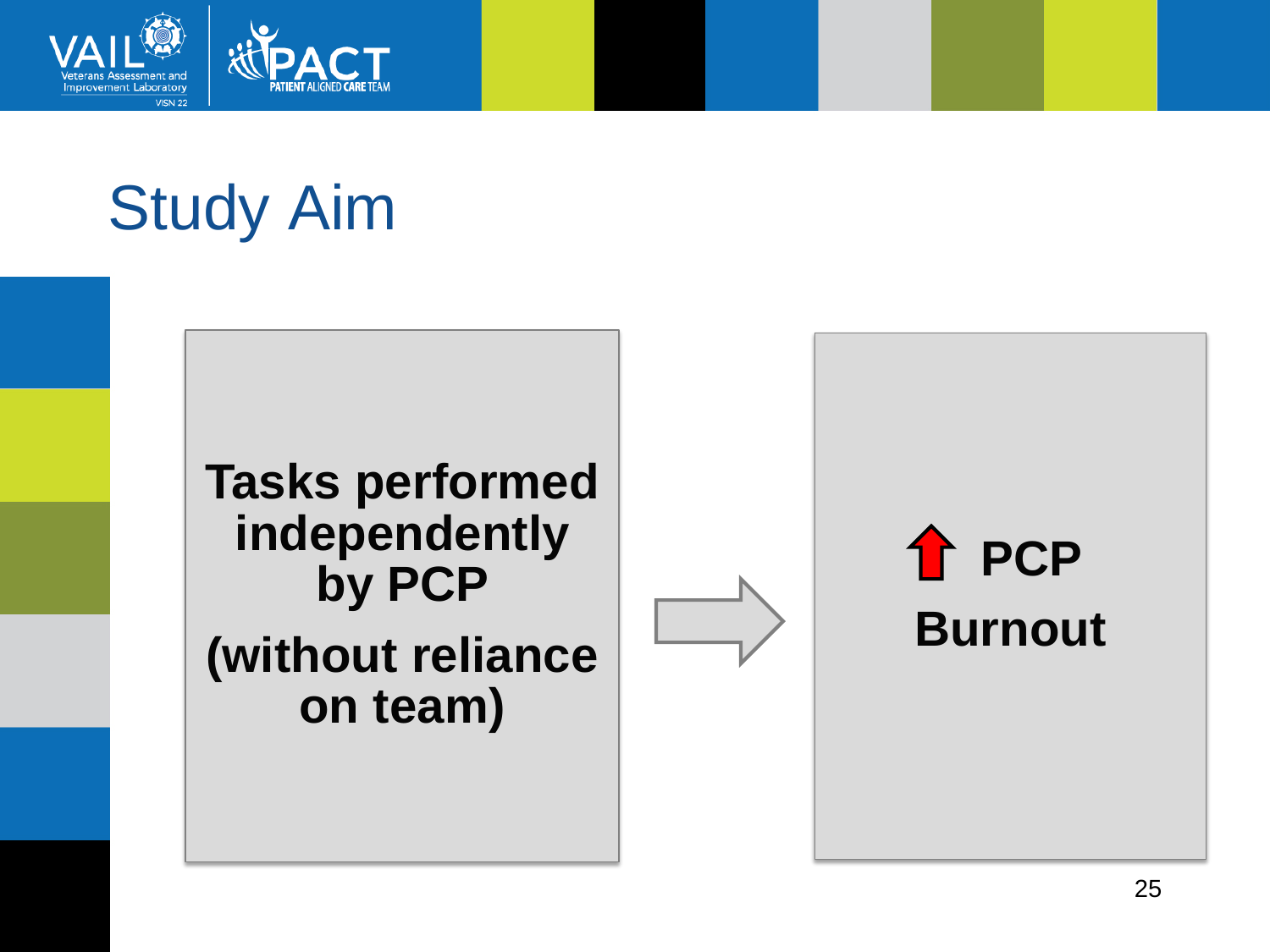# Study Aim

**Tasks performed independently by PCP**

**(without reliance on team)**

→

**↑ PCP Burnout**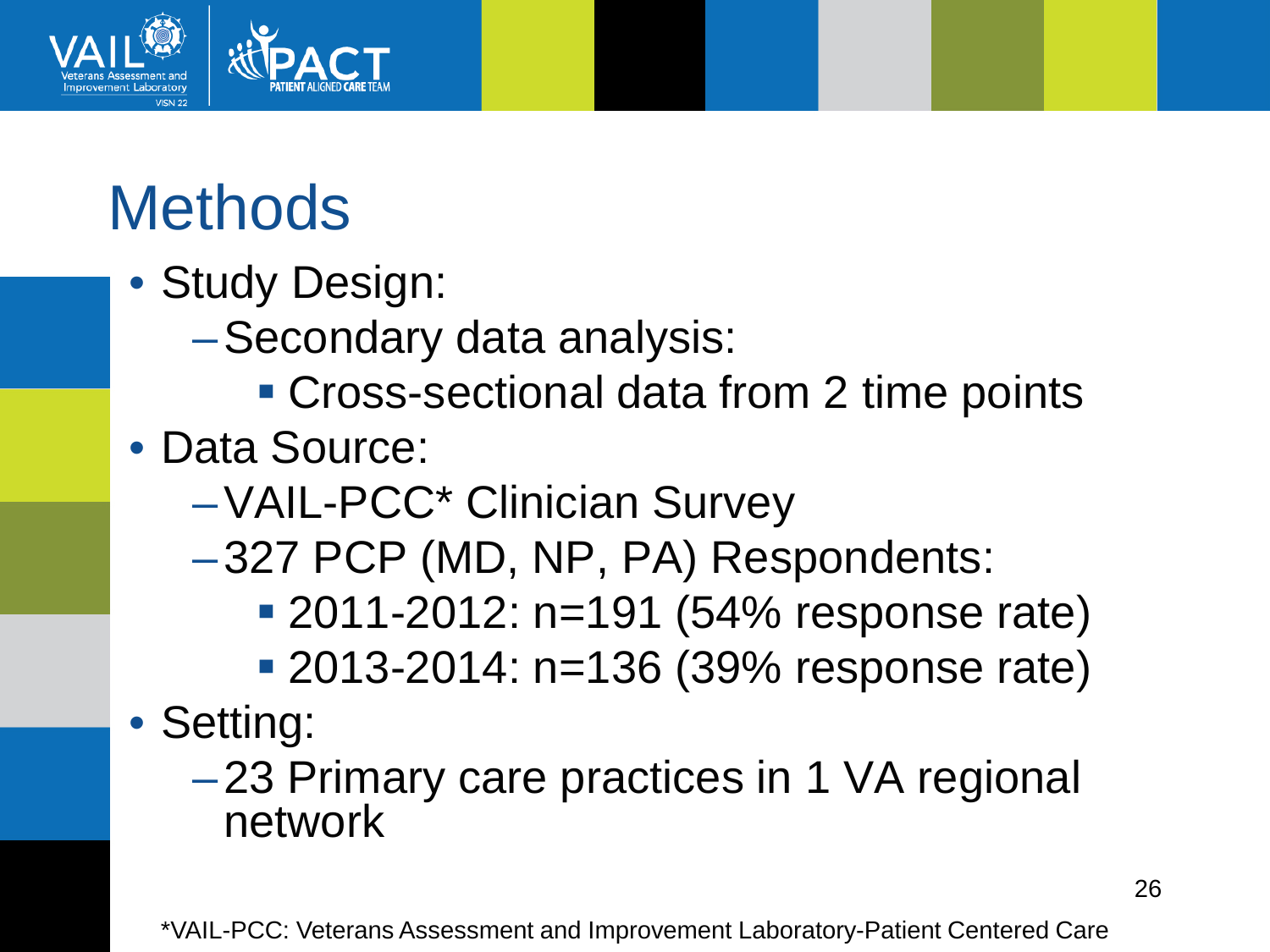# Methods

- Study Design:
  - Secondary data analysis:
    - Cross-sectional data from 2 time points
- Data Source:
  - VAIL-PCC* Clinician Survey
  - 327 PCP (MD, NP, PA) Respondents:
    - 2011-2012: n=191 (54% response rate)
    - 2013-2014: n=136 (39% response rate)
- Setting:
  - 23 Primary care practices in 1 VA regional network

*VAIL-PCC: Veterans Assessment and Improvement Laboratory-Patient Centered Care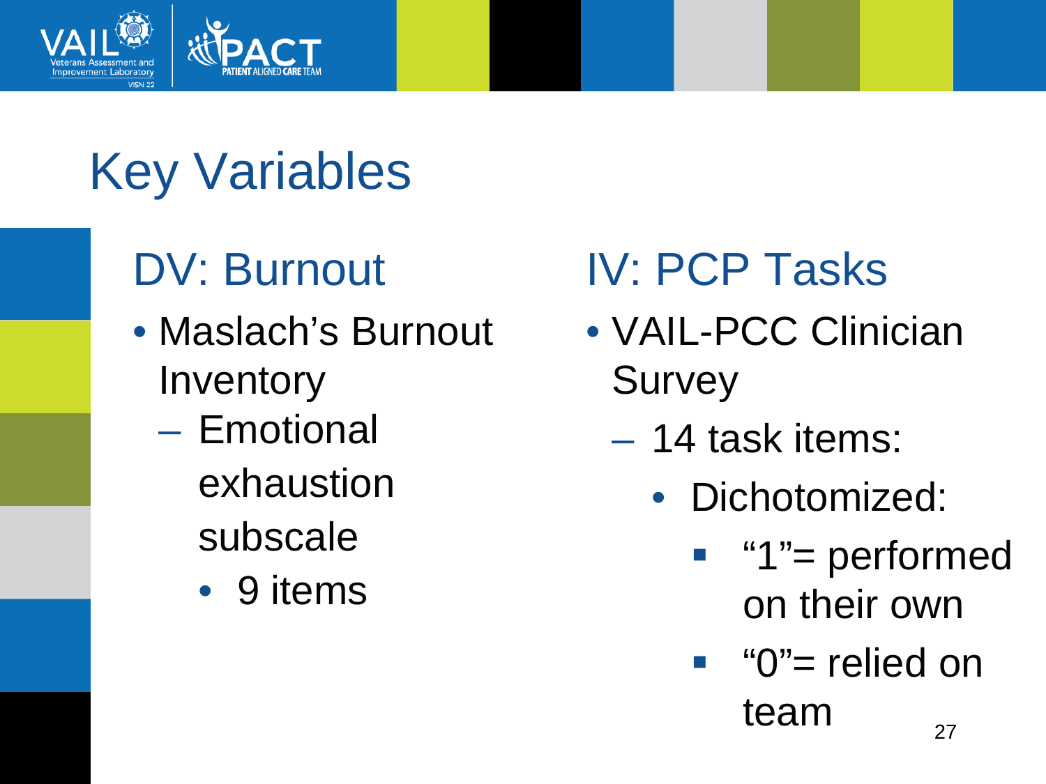# Key Variables

## DV: Burnout

- Maslach's Burnout Inventory
  - Emotional exhaustion subscale
    - 9 items

## IV: PCP Tasks

- VAIL-PCC Clinician Survey
  - 14 task items:
    - Dichotomized:
      - "1"= performed on their own
      - "0"= relied on team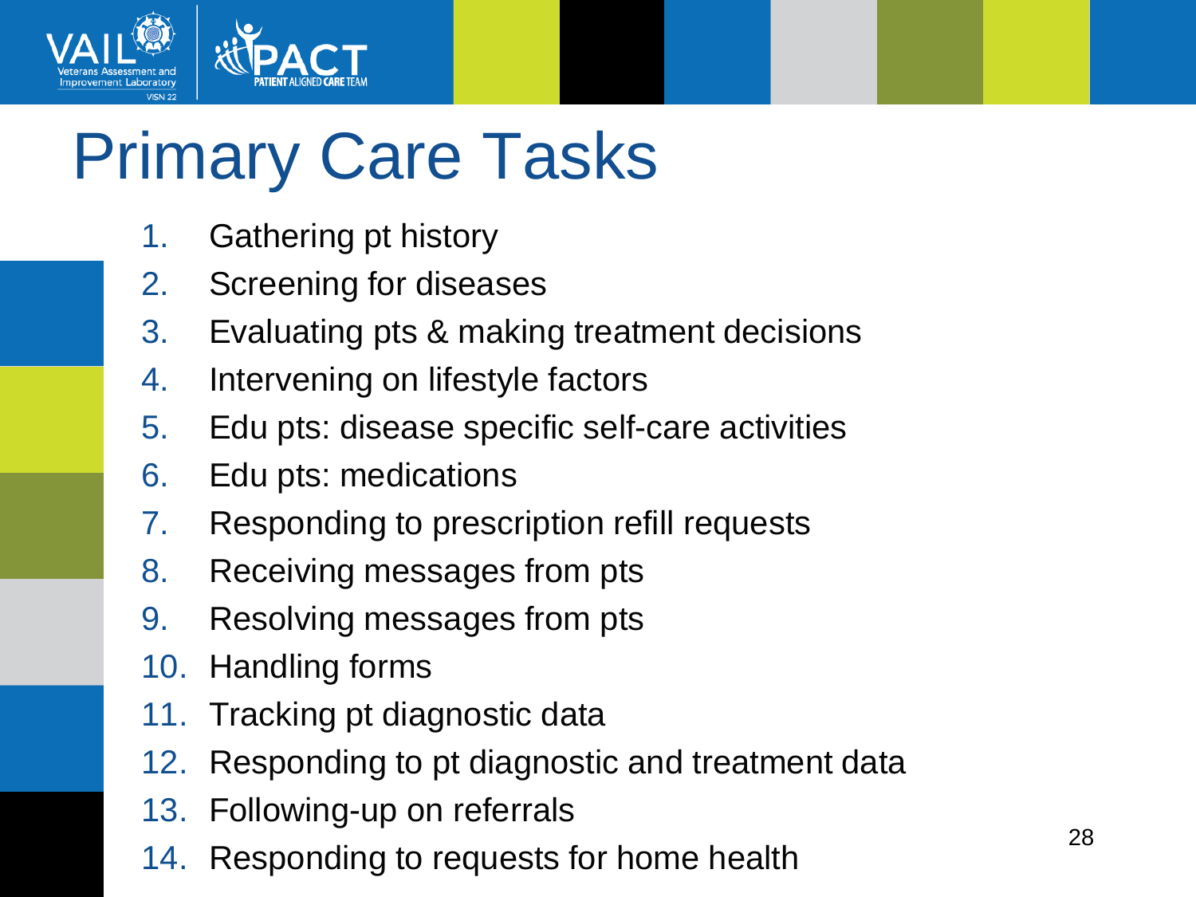# Primary Care Tasks

1. Gathering pt history
2. Screening for diseases
3. Evaluating pts & making treatment decisions
4. Intervening on lifestyle factors
5. Edu pts: disease specific self-care activities
6. Edu pts: medications
7. Responding to prescription refill requests
8. Receiving messages from pts
9. Resolving messages from pts
10. Handling forms
11. Tracking pt diagnostic data
12. Responding to pt diagnostic and treatment data
13. Following-up on referrals
14. Responding to requests for home health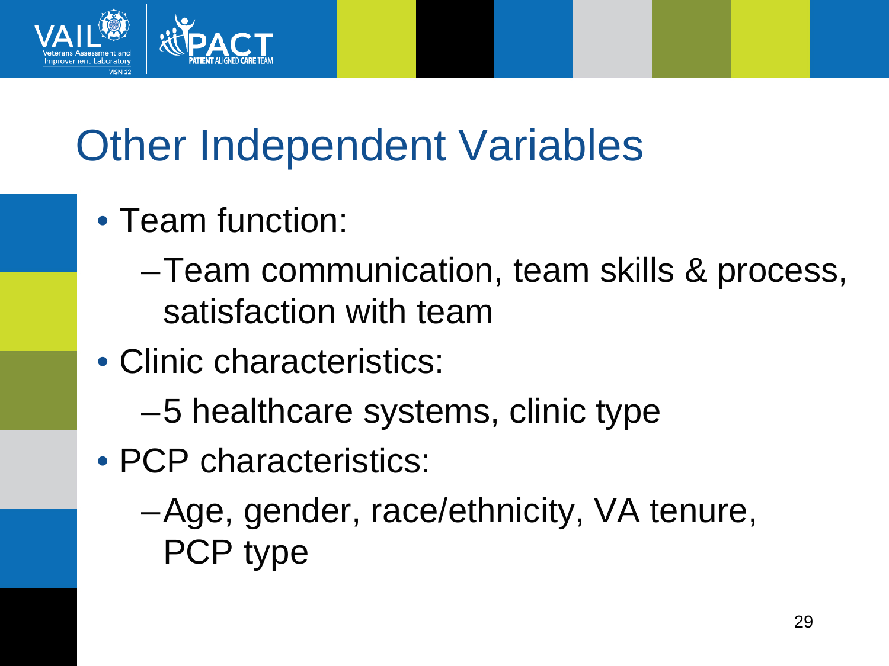# Other Independent Variables

- Team function:
  - Team communication, team skills & process, satisfaction with team
- Clinic characteristics:
  - 5 healthcare systems, clinic type
- PCP characteristics:
  - Age, gender, race/ethnicity, VA tenure, PCP type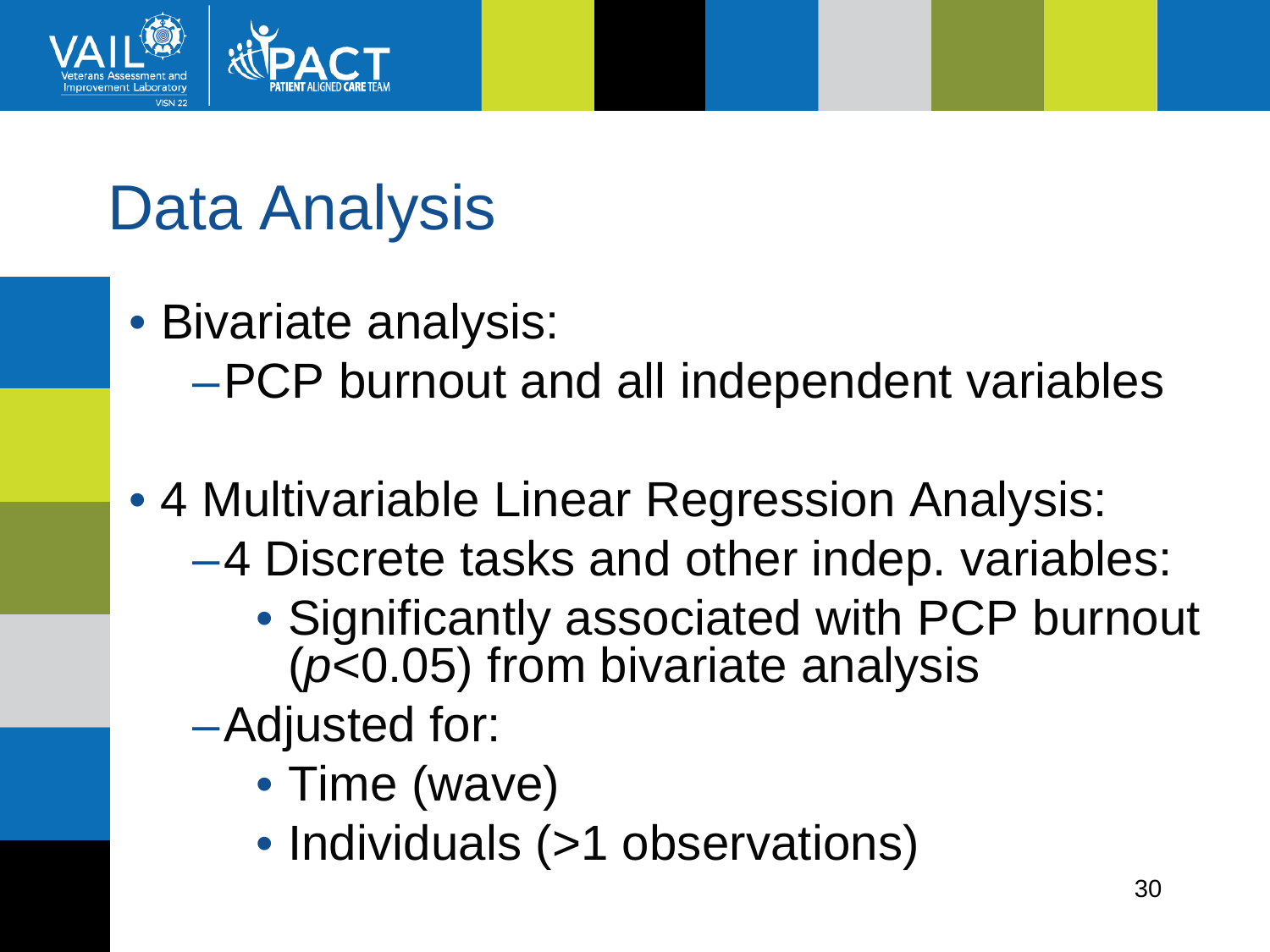# Data Analysis

- Bivariate analysis:
  - PCP burnout and all independent variables
- 4 Multivariable Linear Regression Analysis:
  - 4 Discrete tasks and other indep. variables:
    - Significantly associated with PCP burnout ($p<0.05$) from bivariate analysis
  - Adjusted for:
    - Time (wave)
    - Individuals (>1 observations)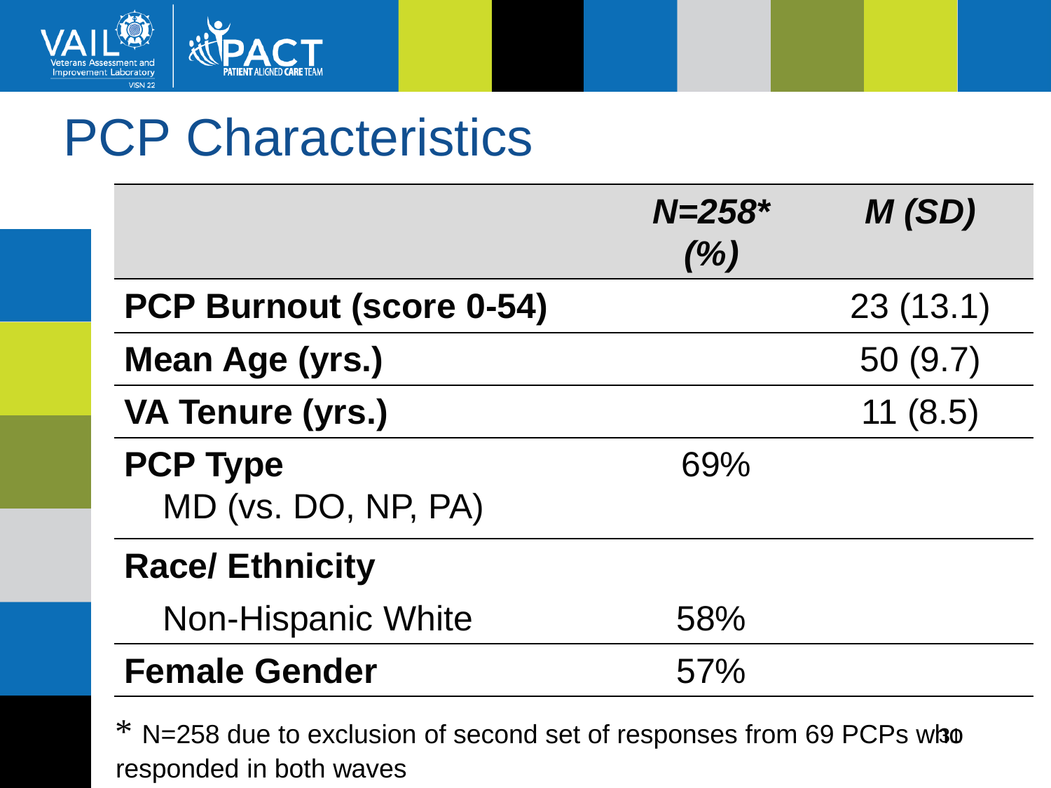# PCP Characteristics

| | *N=258** *(%)* | *M (SD)* |
|---|---|---|
| **PCP Burnout (score 0-54)** | | 23 (13.1) |
| **Mean Age (yrs.)** | | 50 (9.7) |
| **VA Tenure (yrs.)** | | 11 (8.5) |
| **PCP Type** MD (vs. DO, NP, PA) | 69% | |
| **Race/ Ethnicity** | | |
| Non-Hispanic White | 58% | |
| **Female Gender** | 57% | |

\* N=258 due to exclusion of second set of responses from 69 PCPs who responded in both waves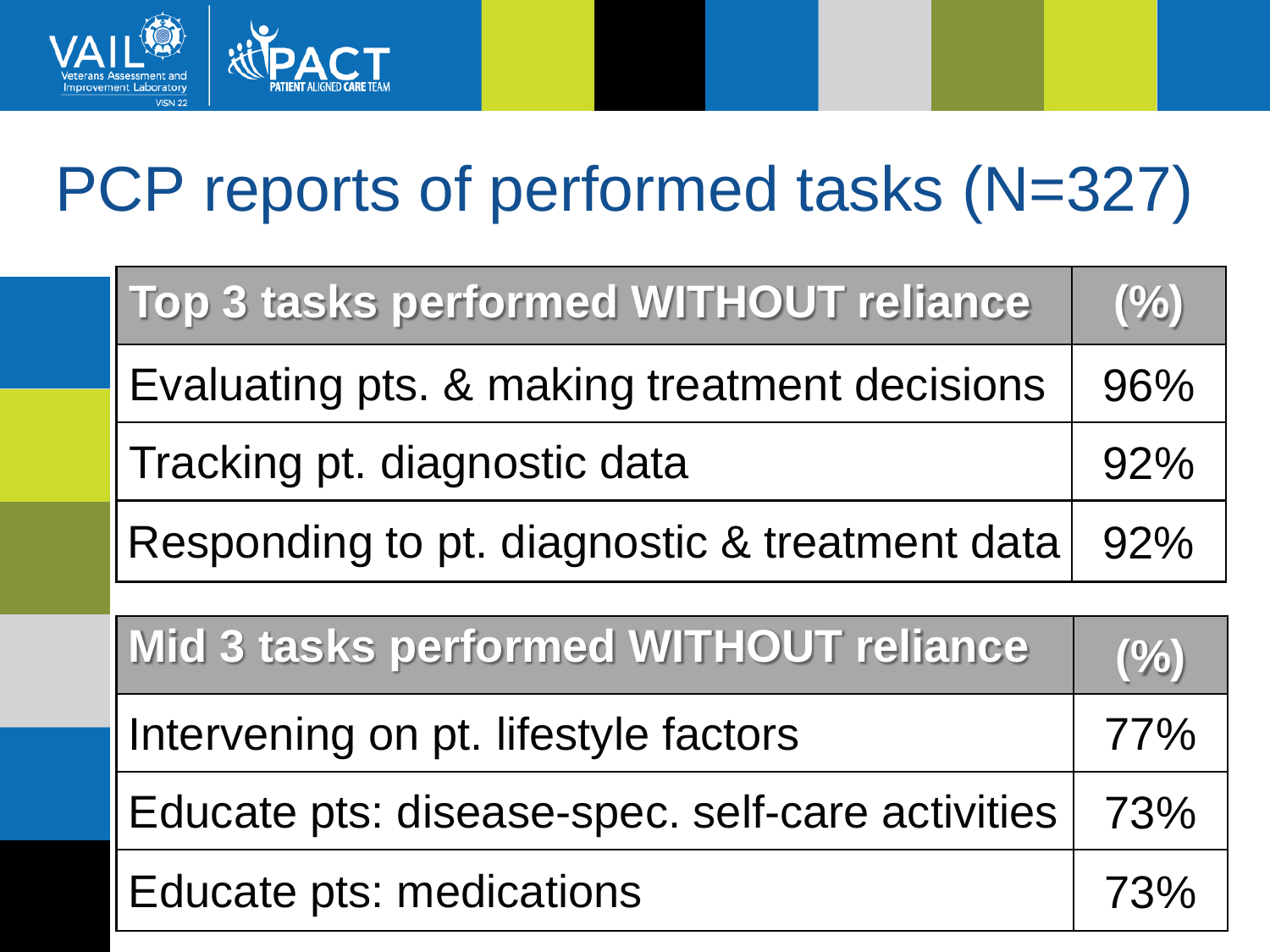# PCP reports of performed tasks (N=327)

| Top 3 tasks performed WITHOUT reliance | (%) |
|---|---|
| Evaluating pts. & making treatment decisions | 96% |
| Tracking pt. diagnostic data | 92% |
| Responding to pt. diagnostic & treatment data | 92% |

| Mid 3 tasks performed WITHOUT reliance | (%) |
|---|---|
| Intervening on pt. lifestyle factors | 77% |
| Educate pts: disease-spec. self-care activities | 73% |
| Educate pts: medications | 73% |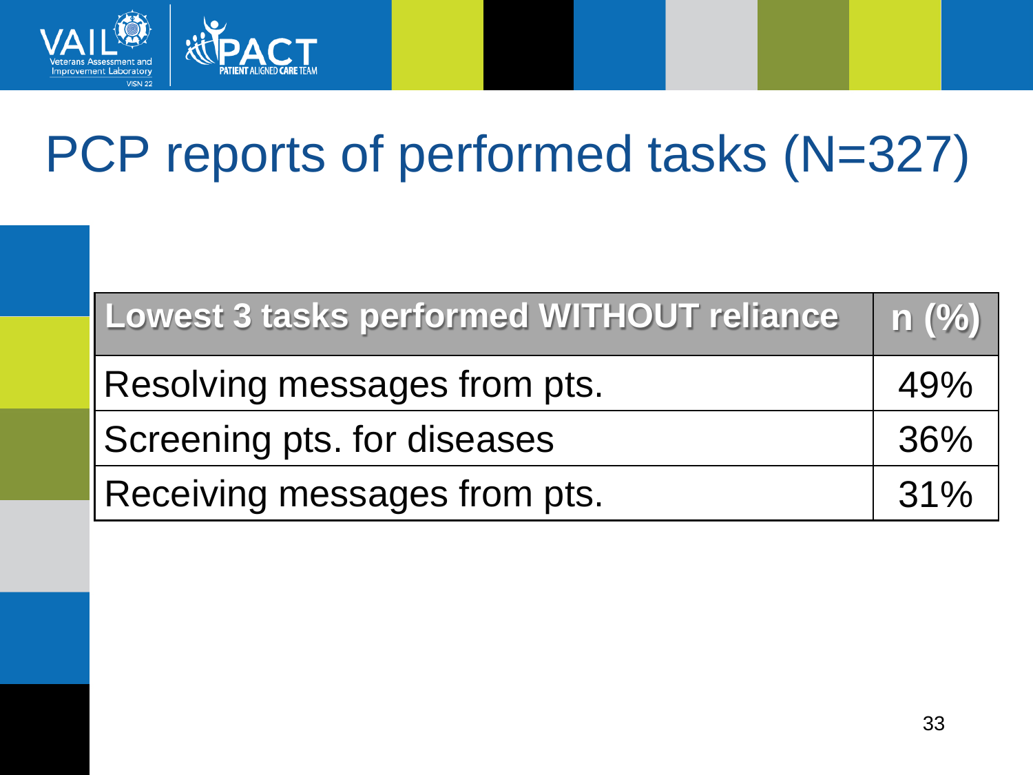# PCP reports of performed tasks (N=327)

| Lowest 3 tasks performed WITHOUT reliance | n (%) |
| --- | --- |
| Resolving messages from pts. | 49% |
| Screening pts. for diseases | 36% |
| Receiving messages from pts. | 31% |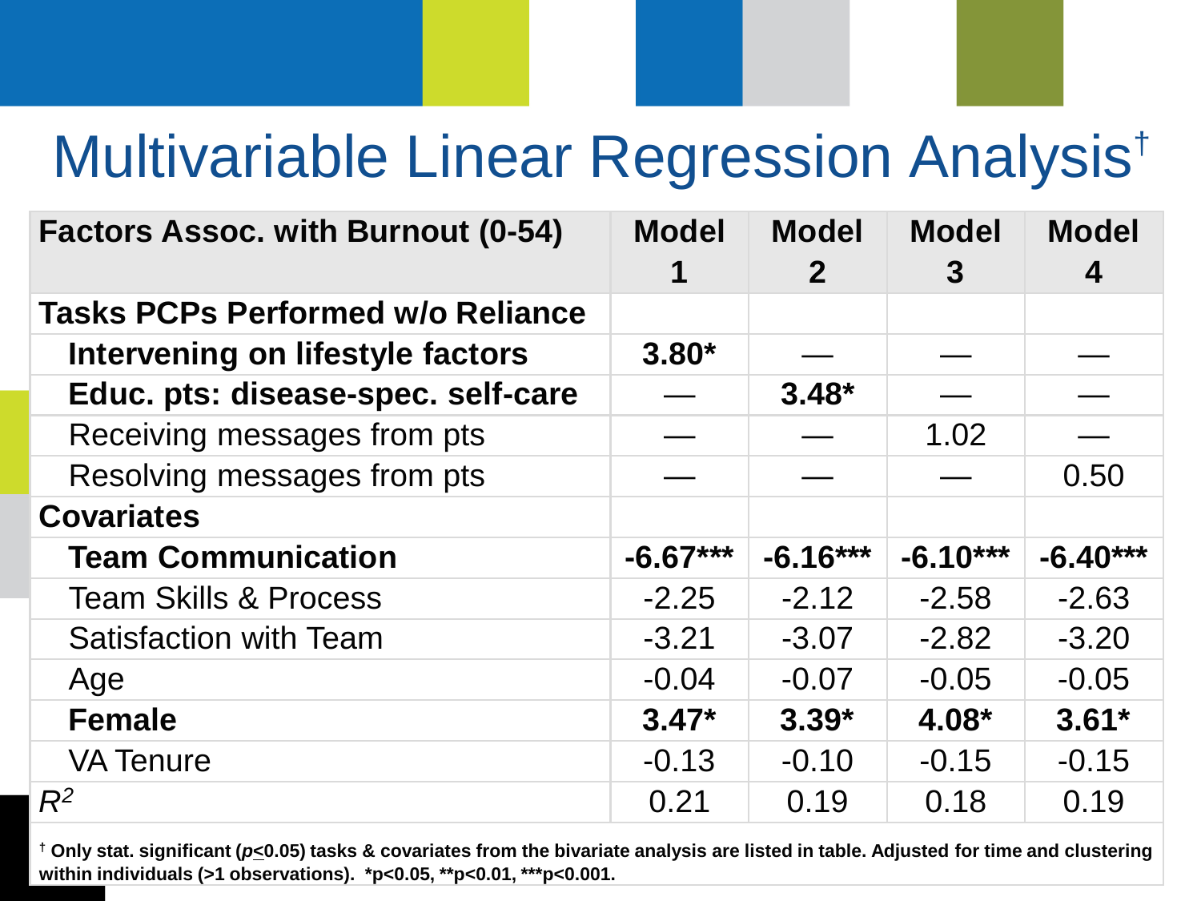# Multivariable Linear Regression Analysis†

| Factors Assoc. with Burnout (0-54) | Model 1 | Model 2 | Model 3 | Model 4 |
|---|---|---|---|---|
| **Tasks PCPs Performed w/o Reliance** | | | | |
| **Intervening on lifestyle factors** | **3.80*** | — | — | — |
| **Educ. pts: disease-spec. self-care** | — | **3.48*** | — | — |
| Receiving messages from pts | — | — | 1.02 | — |
| Resolving messages from pts | — | — | — | 0.50 |
| **Covariates** | | | | |
| **Team Communication** | **-6.67*****| **-6.16*****| **-6.10*****| **-6.40*****|
| Team Skills & Process | -2.25 | -2.12 | -2.58 | -2.63 |
| Satisfaction with Team | -3.21 | -3.07 | -2.82 | -3.20 |
| Age | -0.04 | -0.07 | -0.05 | -0.05 |
| **Female** | **3.47*** | **3.39*** | **4.08*** | **3.61*** |
| VA Tenure | -0.13 | -0.10 | -0.15 | -0.15 |
| $R^2$ | 0.21 | 0.19 | 0.18 | 0.19 |

† Only stat. significant ($p \leq 0.05$) tasks & covariates from the bivariate analysis are listed in table. Adjusted for time and clustering within individuals (>1 observations). *p<0.05, **p<0.01, ***p<0.001.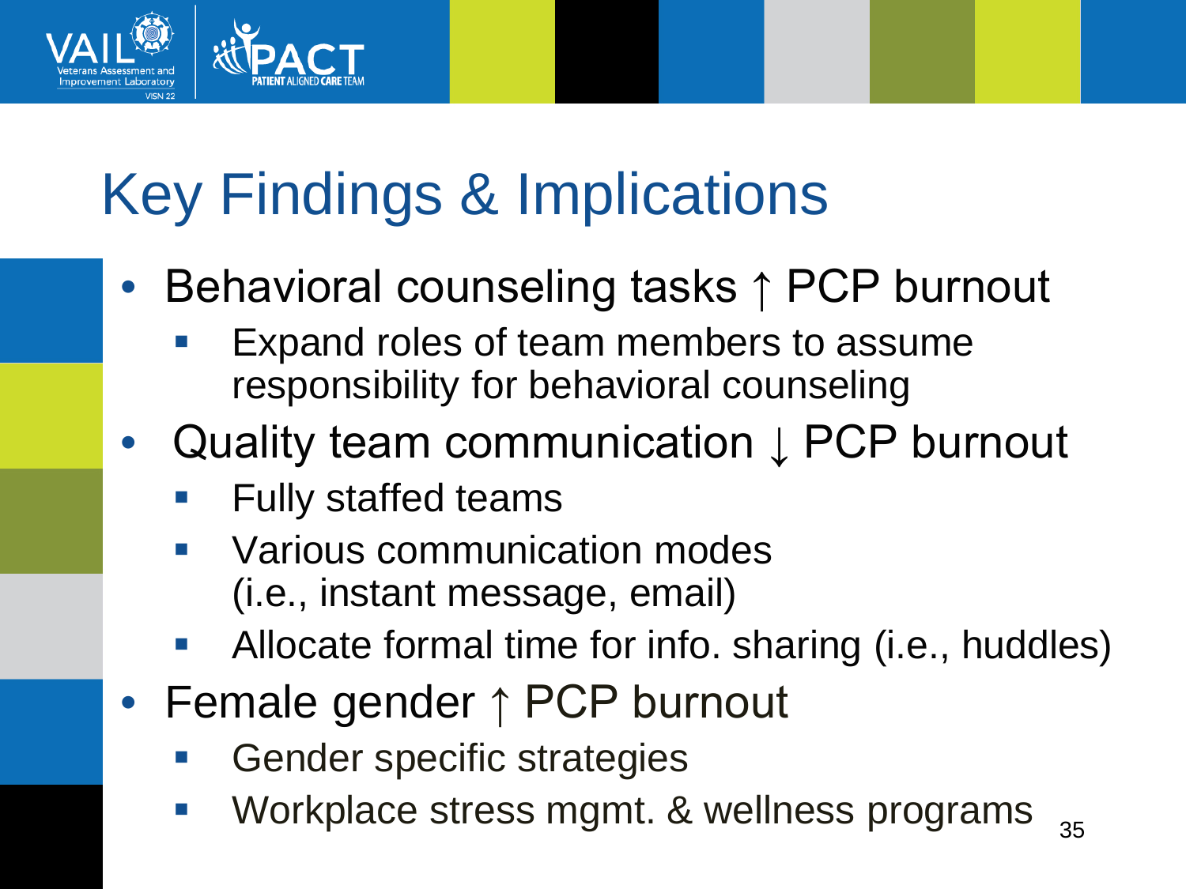# Key Findings & Implications

- Behavioral counseling tasks ↑ PCP burnout
  - Expand roles of team members to assume responsibility for behavioral counseling
- Quality team communication ↓ PCP burnout
  - Fully staffed teams
  - Various communication modes (i.e., instant message, email)
  - Allocate formal time for info. sharing (i.e., huddles)
- Female gender ↑ PCP burnout
  - Gender specific strategies
  - Workplace stress mgmt. & wellness programs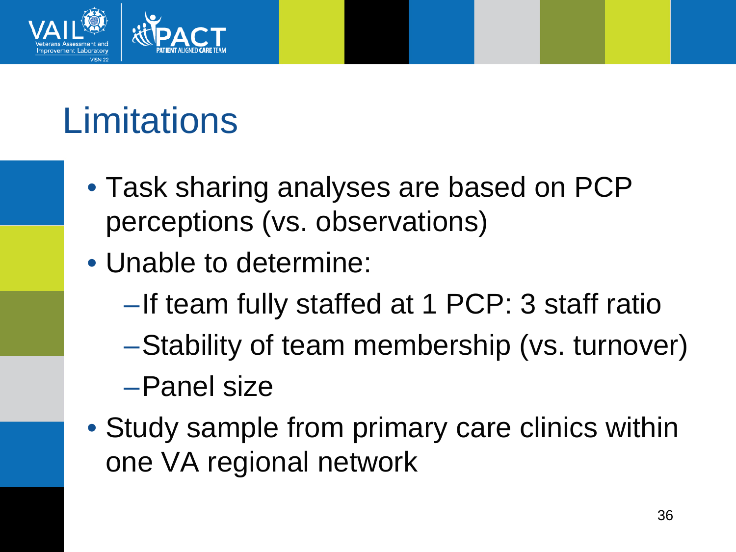# Limitations

- Task sharing analyses are based on PCP perceptions (vs. observations)
- Unable to determine:
  - If team fully staffed at 1 PCP: 3 staff ratio
  - Stability of team membership (vs. turnover)
  - Panel size
- Study sample from primary care clinics within one VA regional network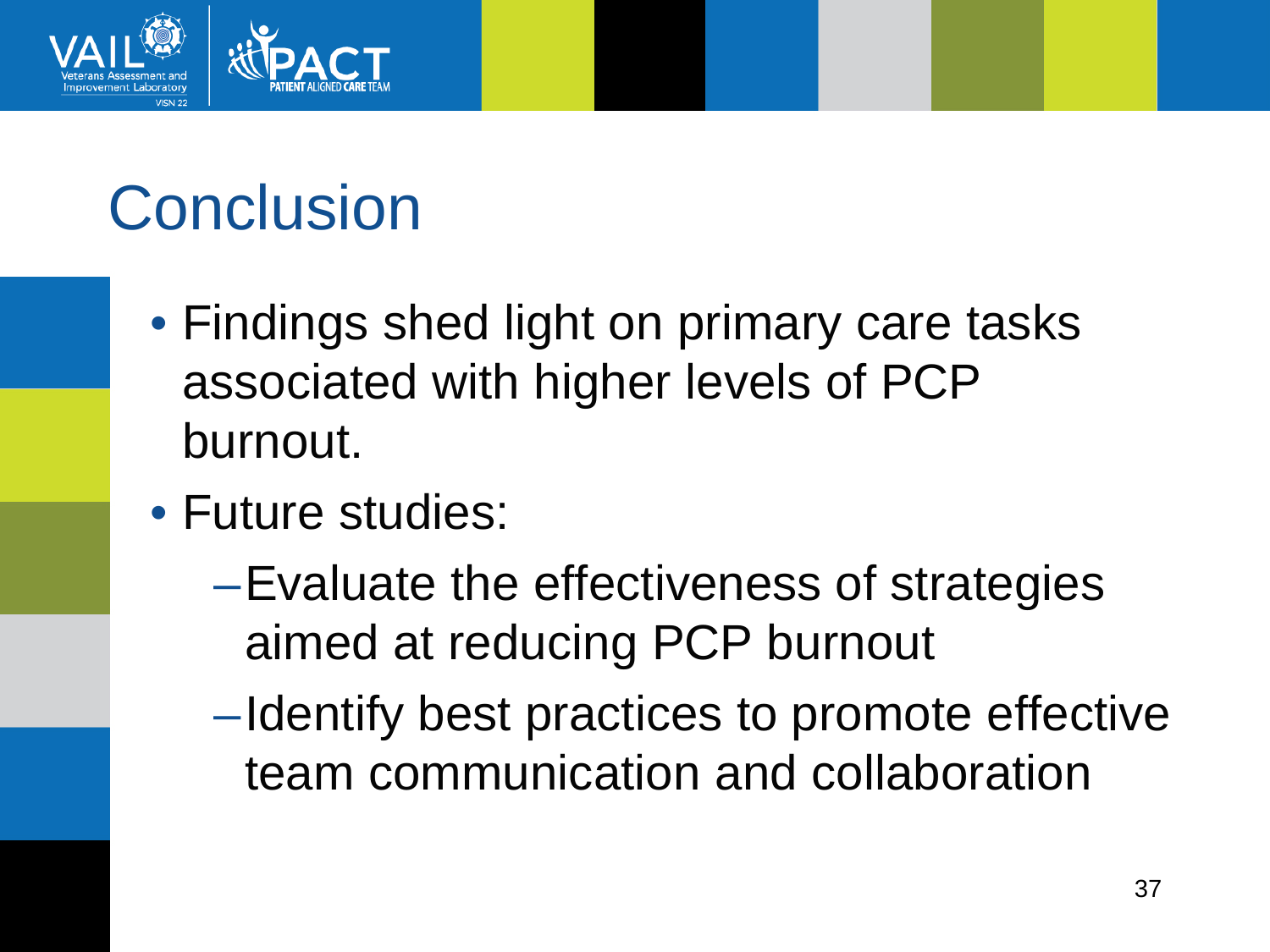# Conclusion

- Findings shed light on primary care tasks associated with higher levels of PCP burnout.
- Future studies:
  - Evaluate the effectiveness of strategies aimed at reducing PCP burnout
  - Identify best practices to promote effective team communication and collaboration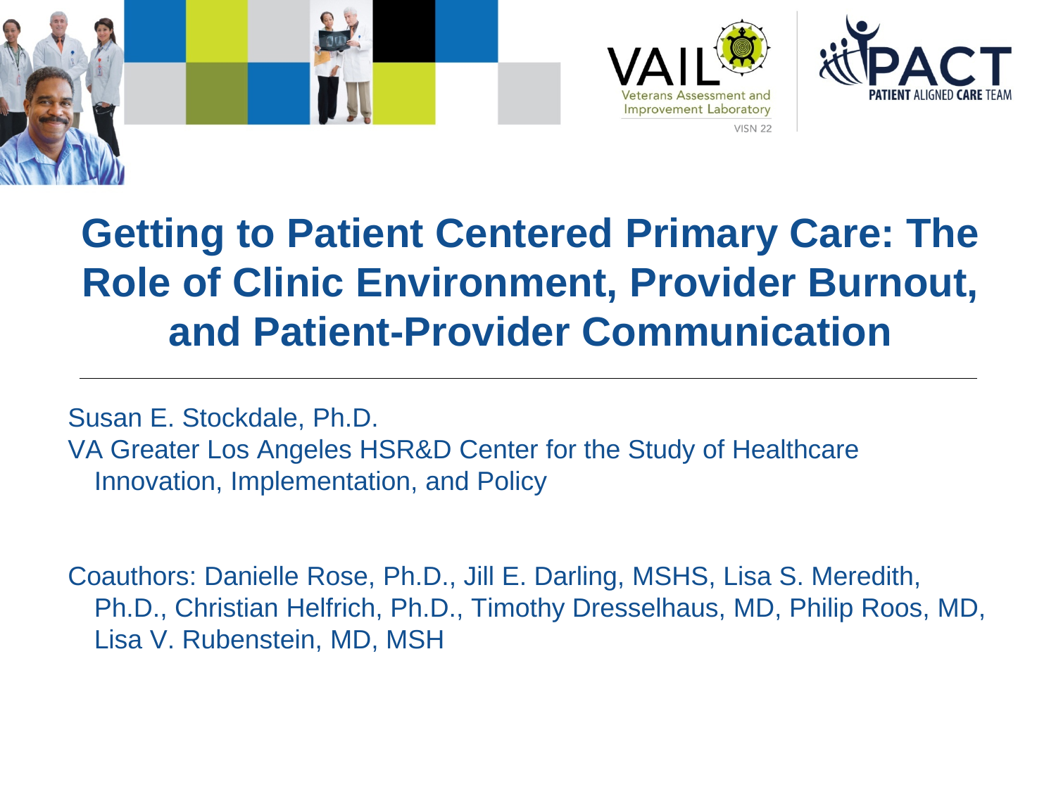# Getting to Patient Centered Primary Care: The Role of Clinic Environment, Provider Burnout, and Patient-Provider Communication

---

Susan E. Stockdale, Ph.D.

VA Greater Los Angeles HSR&D Center for the Study of Healthcare Innovation, Implementation, and Policy

Coauthors: Danielle Rose, Ph.D., Jill E. Darling, MSHS, Lisa S. Meredith, Ph.D., Christian Helfrich, Ph.D., Timothy Dresselhaus, MD, Philip Roos, MD, Lisa V. Rubenstein, MD, MSH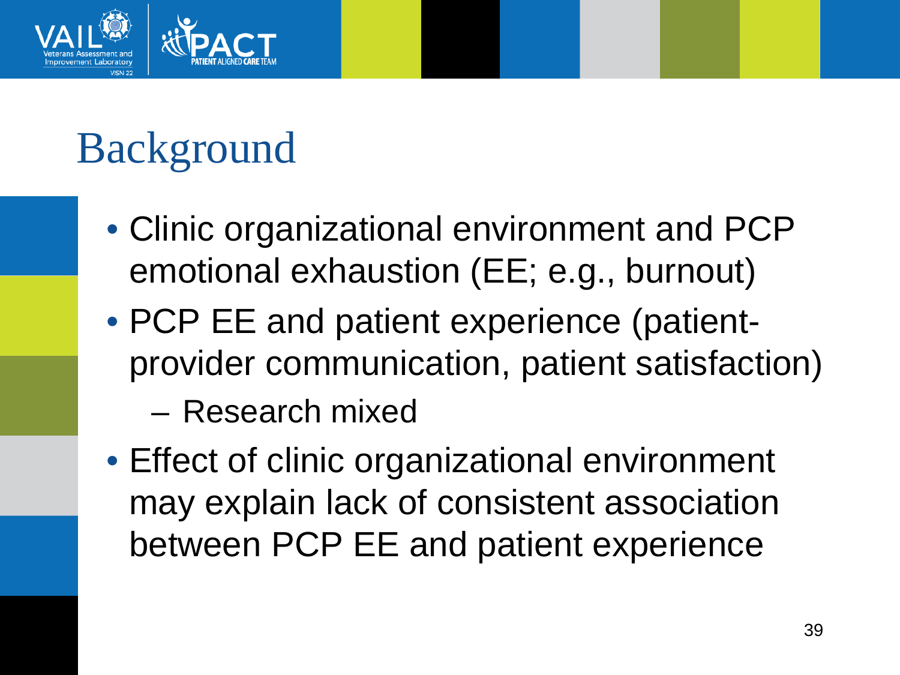# Background

- Clinic organizational environment and PCP emotional exhaustion (EE; e.g., burnout)
- PCP EE and patient experience (patient-provider communication, patient satisfaction)
  - Research mixed
- Effect of clinic organizational environment may explain lack of consistent association between PCP EE and patient experience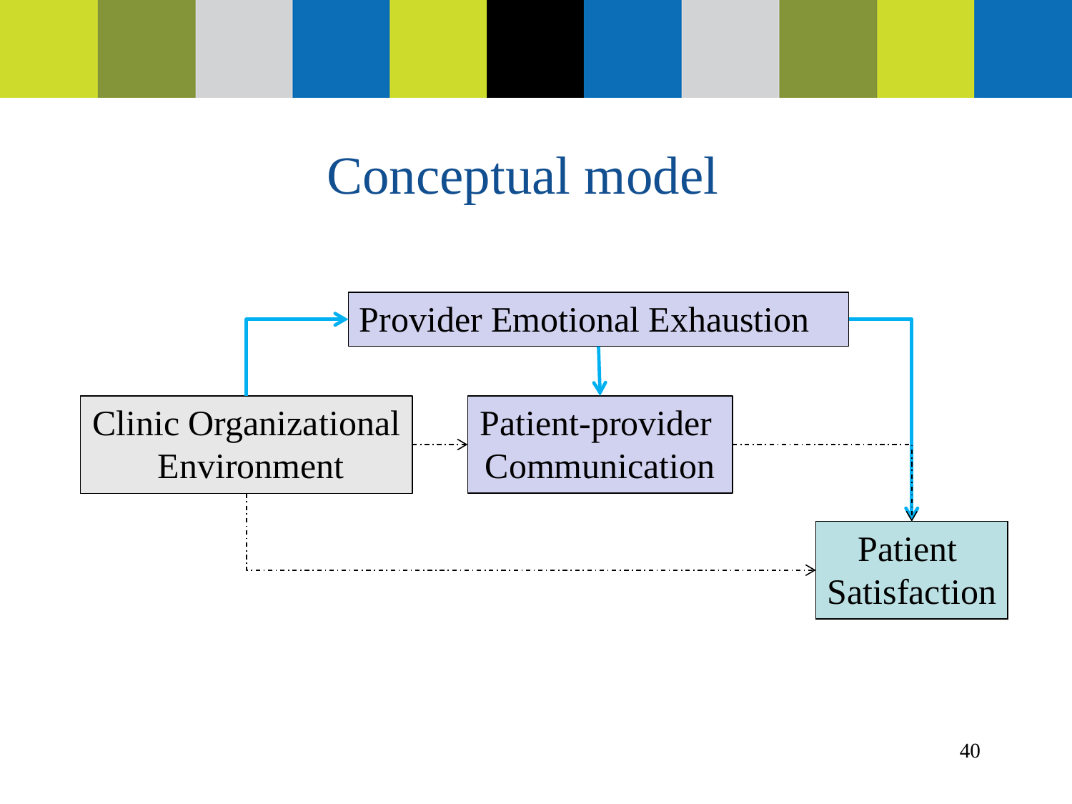# Conceptual model

Provider Emotional Exhaustion

Clinic Organizational Environment

Patient-provider Communication

Patient Satisfaction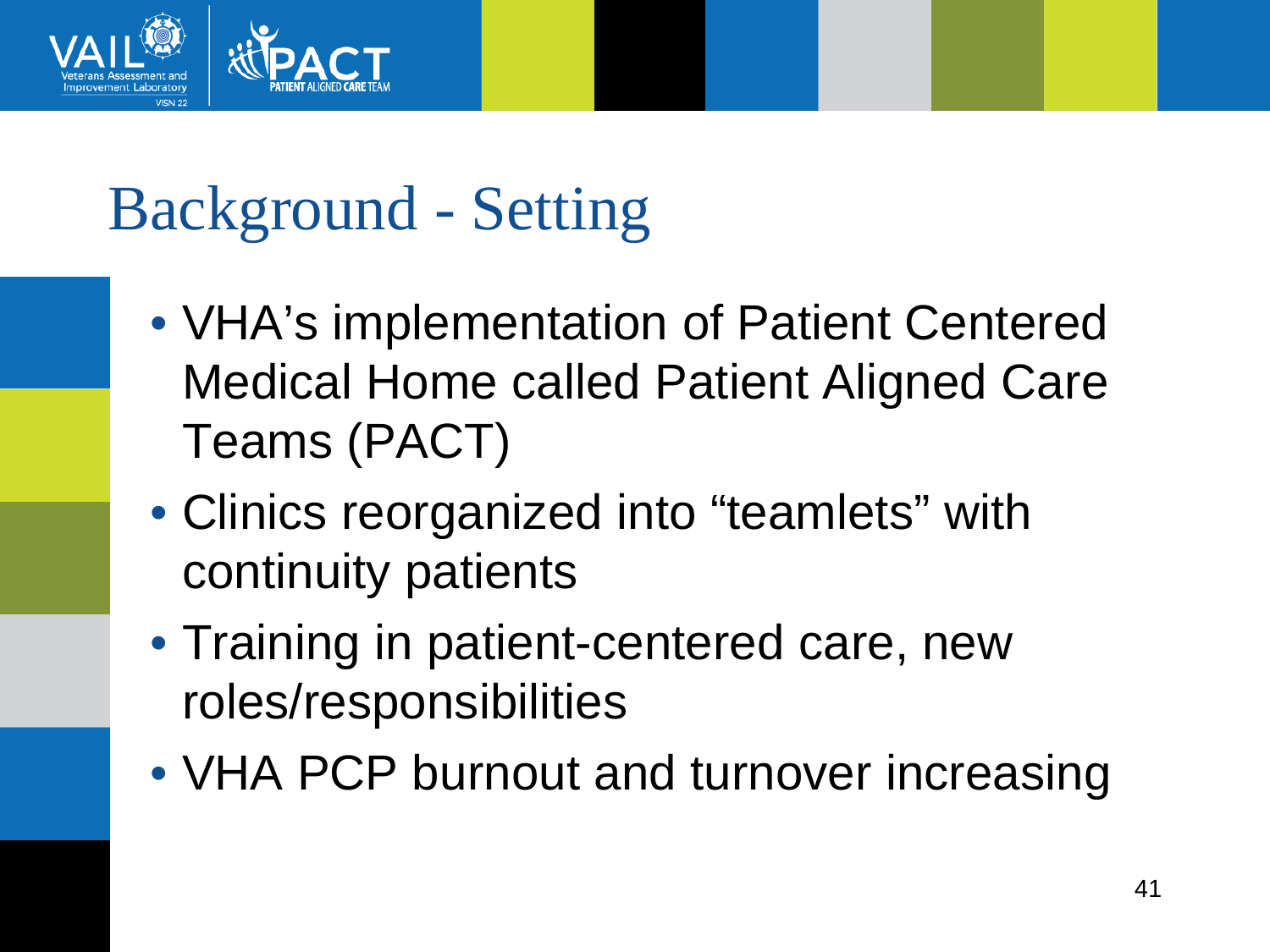# Background - Setting

- VHA's implementation of Patient Centered Medical Home called Patient Aligned Care Teams (PACT)
- Clinics reorganized into "teamlets" with continuity patients
- Training in patient-centered care, new roles/responsibilities
- VHA PCP burnout and turnover increasing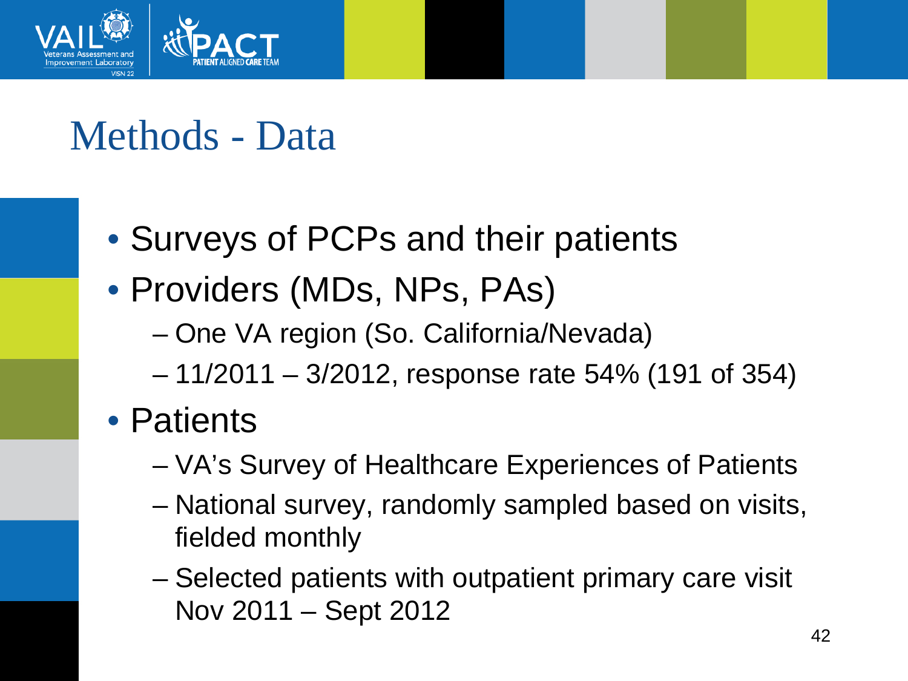# Methods - Data

- Surveys of PCPs and their patients
- Providers (MDs, NPs, PAs)
  - One VA region (So. California/Nevada)
  - 11/2011 – 3/2012, response rate 54% (191 of 354)
- Patients
  - VA's Survey of Healthcare Experiences of Patients
  - National survey, randomly sampled based on visits, fielded monthly
  - Selected patients with outpatient primary care visit Nov 2011 – Sept 2012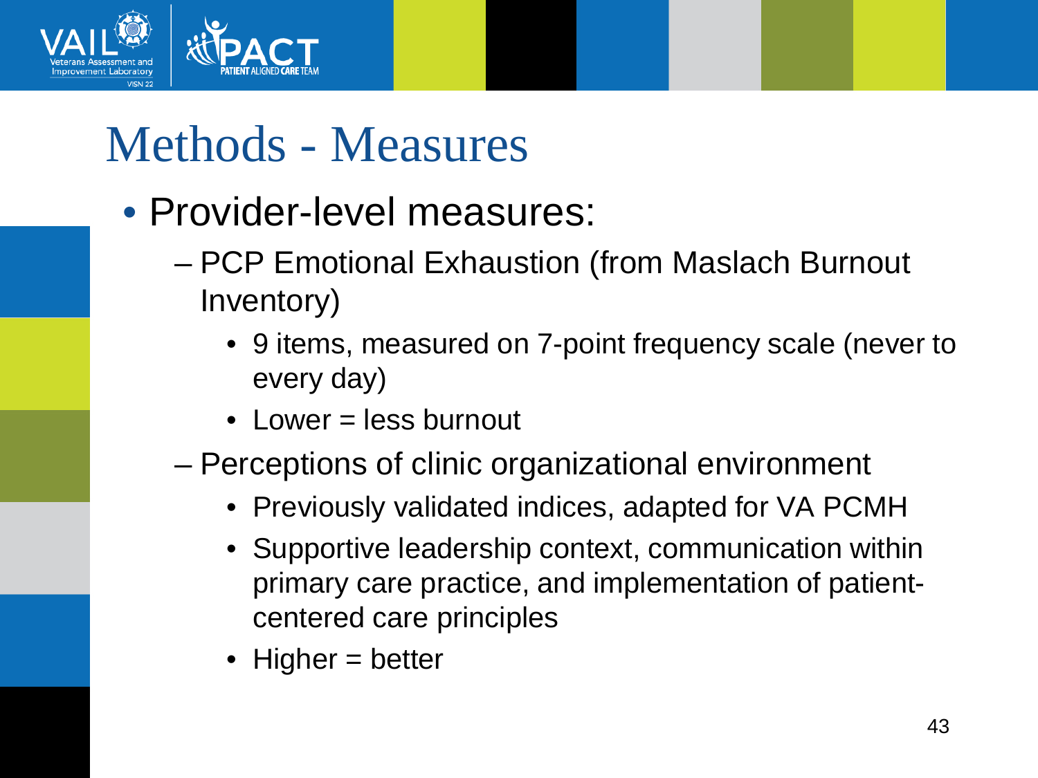# Methods - Measures

- Provider-level measures:
  - PCP Emotional Exhaustion (from Maslach Burnout Inventory)
    - 9 items, measured on 7-point frequency scale (never to every day)
    - Lower = less burnout
  - Perceptions of clinic organizational environment
    - Previously validated indices, adapted for VA PCMH
    - Supportive leadership context, communication within primary care practice, and implementation of patient-centered care principles
    - Higher = better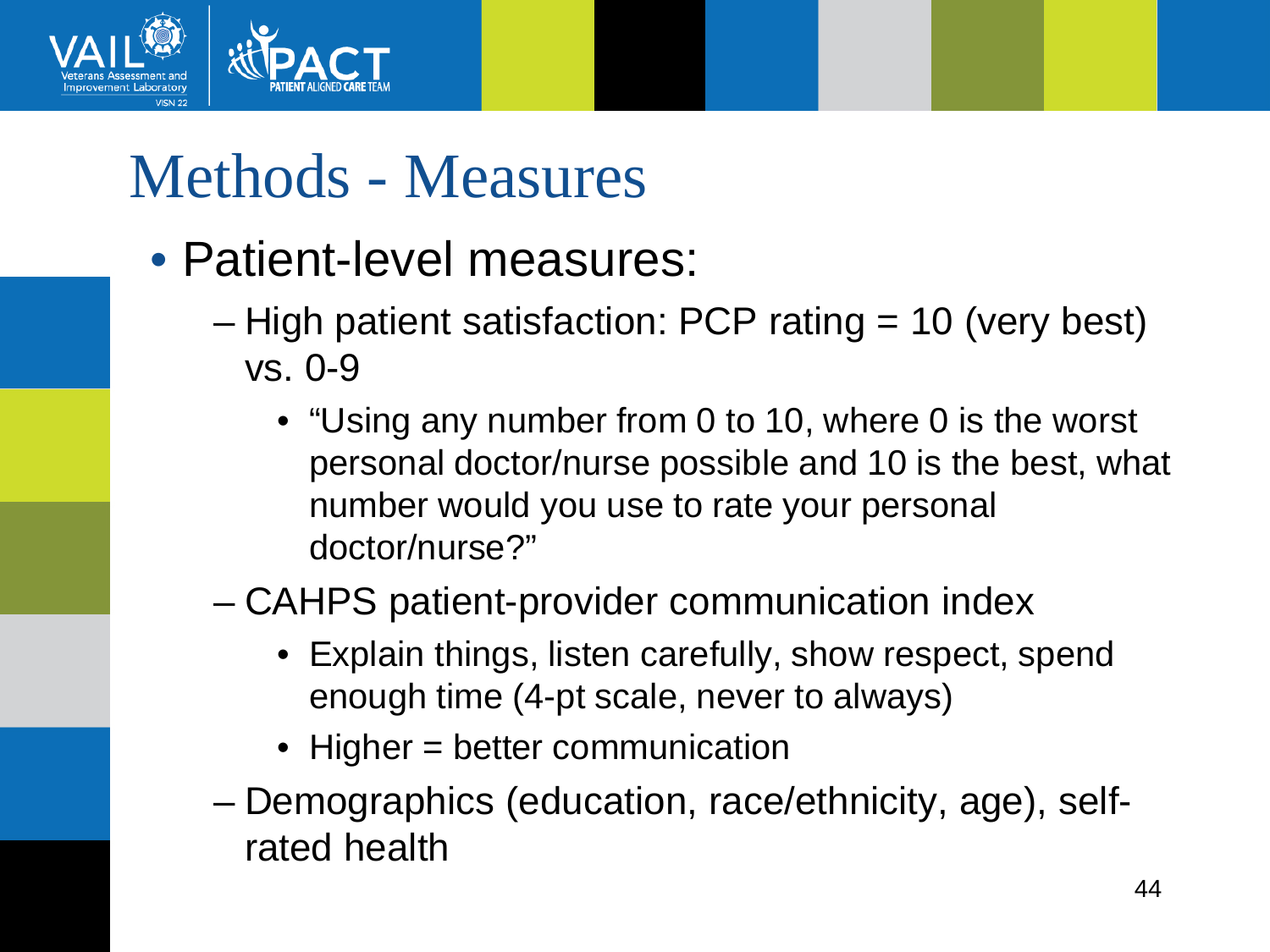# Methods - Measures

- Patient-level measures:
  - High patient satisfaction: PCP rating = 10 (very best) vs. 0-9
    - "Using any number from 0 to 10, where 0 is the worst personal doctor/nurse possible and 10 is the best, what number would you use to rate your personal doctor/nurse?"
  - CAHPS patient-provider communication index
    - Explain things, listen carefully, show respect, spend enough time (4-pt scale, never to always)
    - Higher = better communication
  - Demographics (education, race/ethnicity, age), self-rated health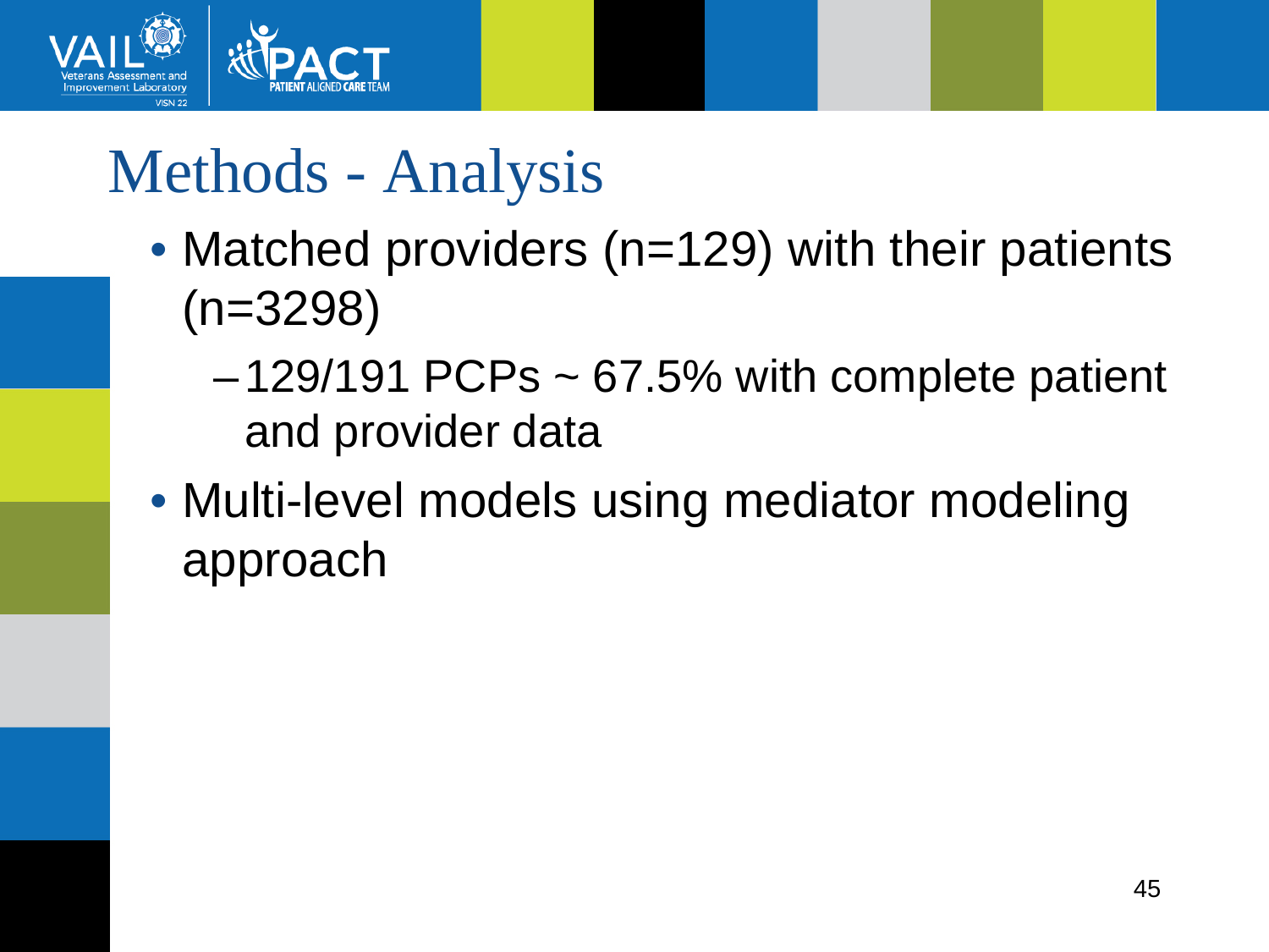# Methods - Analysis

- Matched providers (n=129) with their patients (n=3298)
  - 129/191 PCPs ~ 67.5% with complete patient and provider data
- Multi-level models using mediator modeling approach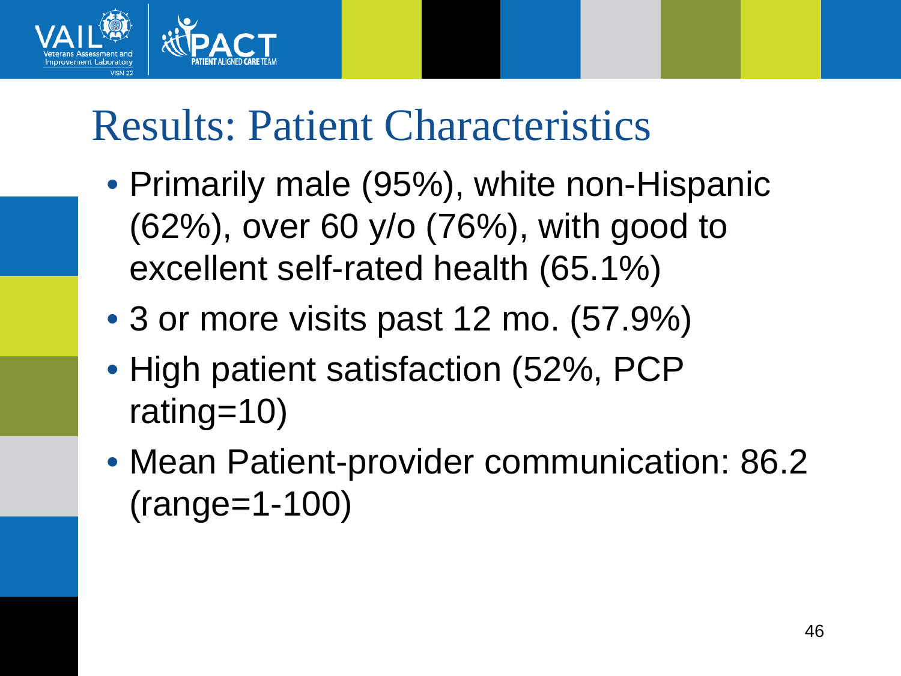# Results: Patient Characteristics

- Primarily male (95%), white non-Hispanic (62%), over 60 y/o (76%), with good to excellent self-rated health (65.1%)
- 3 or more visits past 12 mo. (57.9%)
- High patient satisfaction (52%, PCP rating=10)
- Mean Patient-provider communication: 86.2 (range=1-100)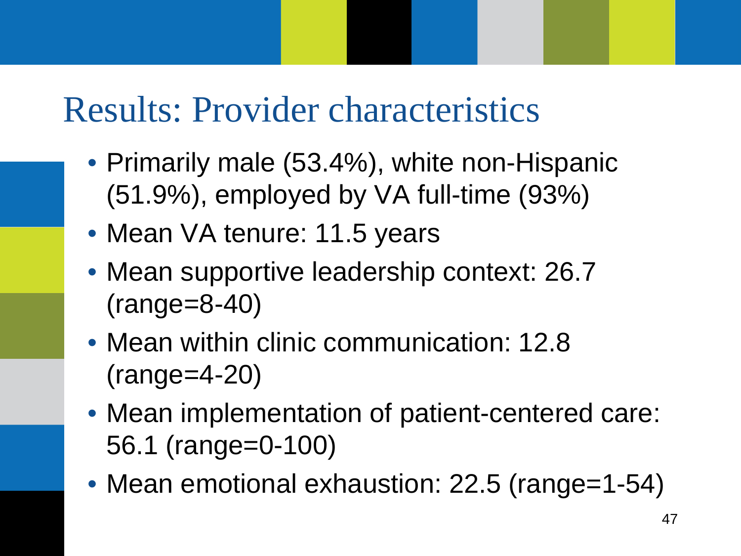# Results: Provider characteristics

- Primarily male (53.4%), white non-Hispanic (51.9%), employed by VA full-time (93%)
- Mean VA tenure: 11.5 years
- Mean supportive leadership context: 26.7 (range=8-40)
- Mean within clinic communication: 12.8 (range=4-20)
- Mean implementation of patient-centered care: 56.1 (range=0-100)
- Mean emotional exhaustion: 22.5 (range=1-54)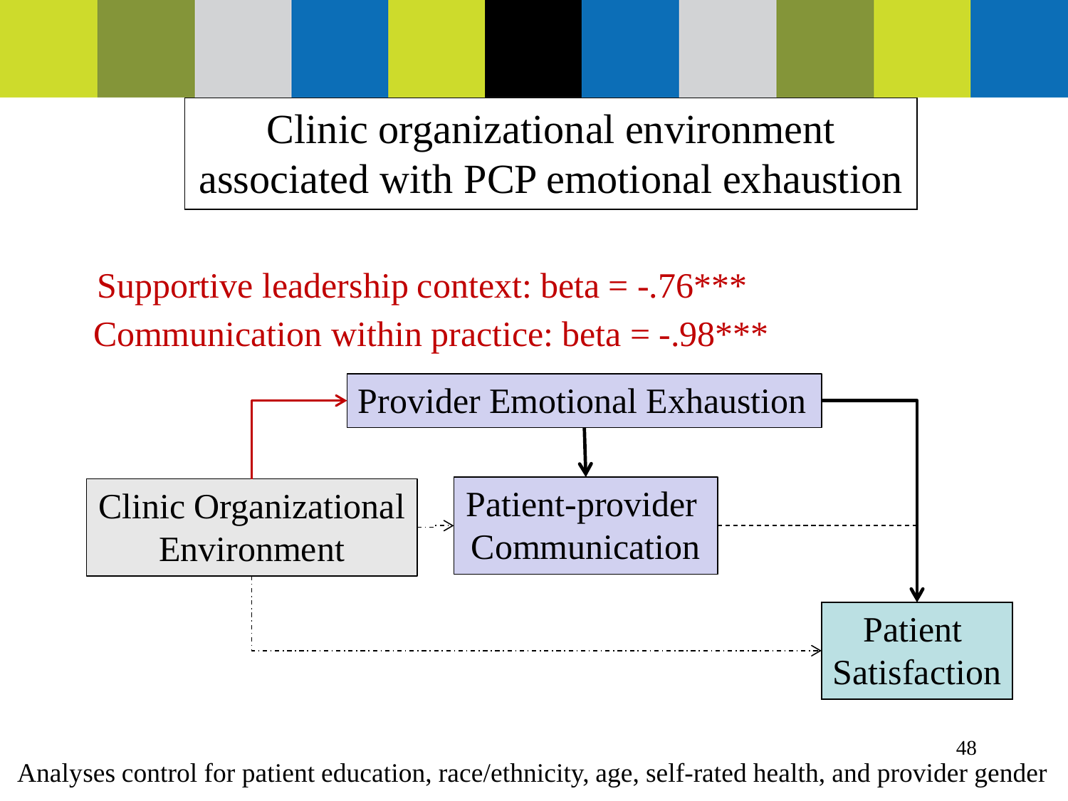# Clinic organizational environment associated with PCP emotional exhaustion

Supportive leadership context: beta = -.76***

Communication within practice: beta = -.98***

Provider Emotional Exhaustion

Clinic Organizational Environment

Patient-provider Communication

Patient Satisfaction

Analyses control for patient education, race/ethnicity, age, self-rated health, and provider gender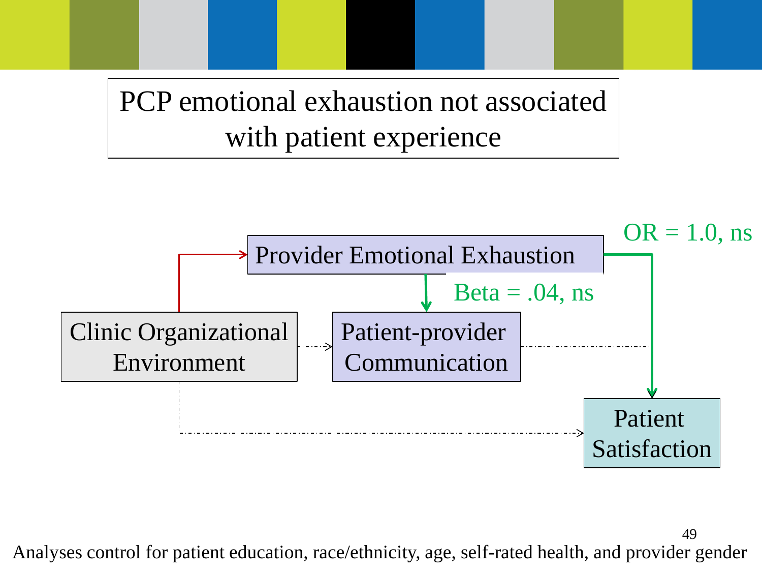# PCP emotional exhaustion not associated with patient experience

Provider Emotional Exhaustion

OR = 1.0, ns

Beta = .04, ns

Clinic Organizational Environment

Patient-provider Communication

Patient Satisfaction

Analyses control for patient education, race/ethnicity, age, self-rated health, and provider gender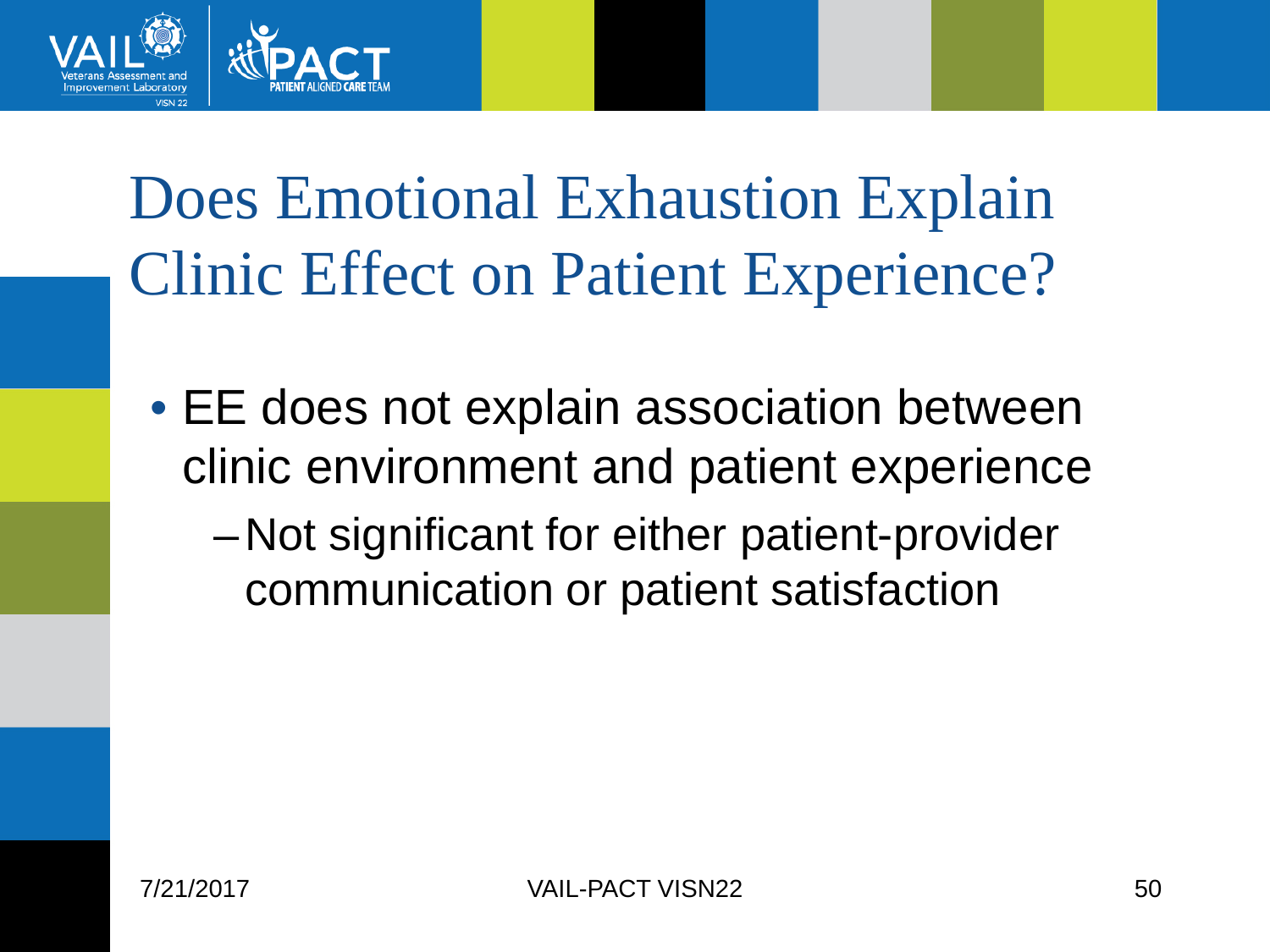# Does Emotional Exhaustion Explain Clinic Effect on Patient Experience?

- EE does not explain association between clinic environment and patient experience
  - Not significant for either patient-provider communication or patient satisfaction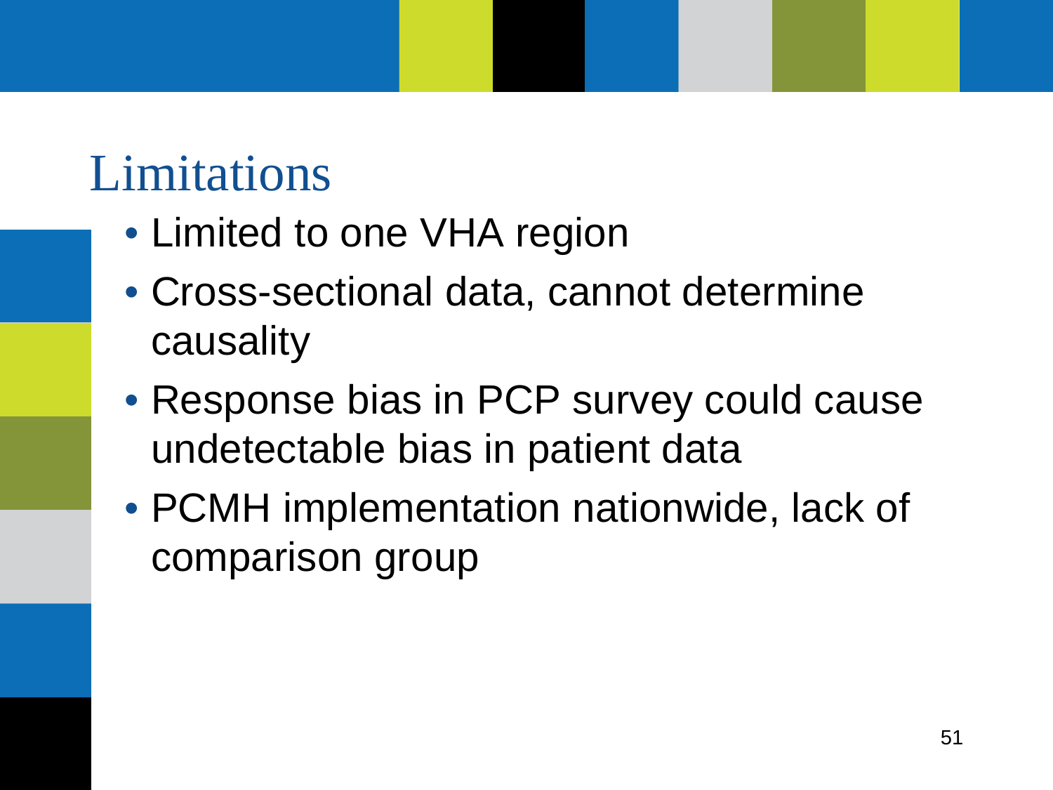# Limitations

- Limited to one VHA region
- Cross-sectional data, cannot determine causality
- Response bias in PCP survey could cause undetectable bias in patient data
- PCMH implementation nationwide, lack of comparison group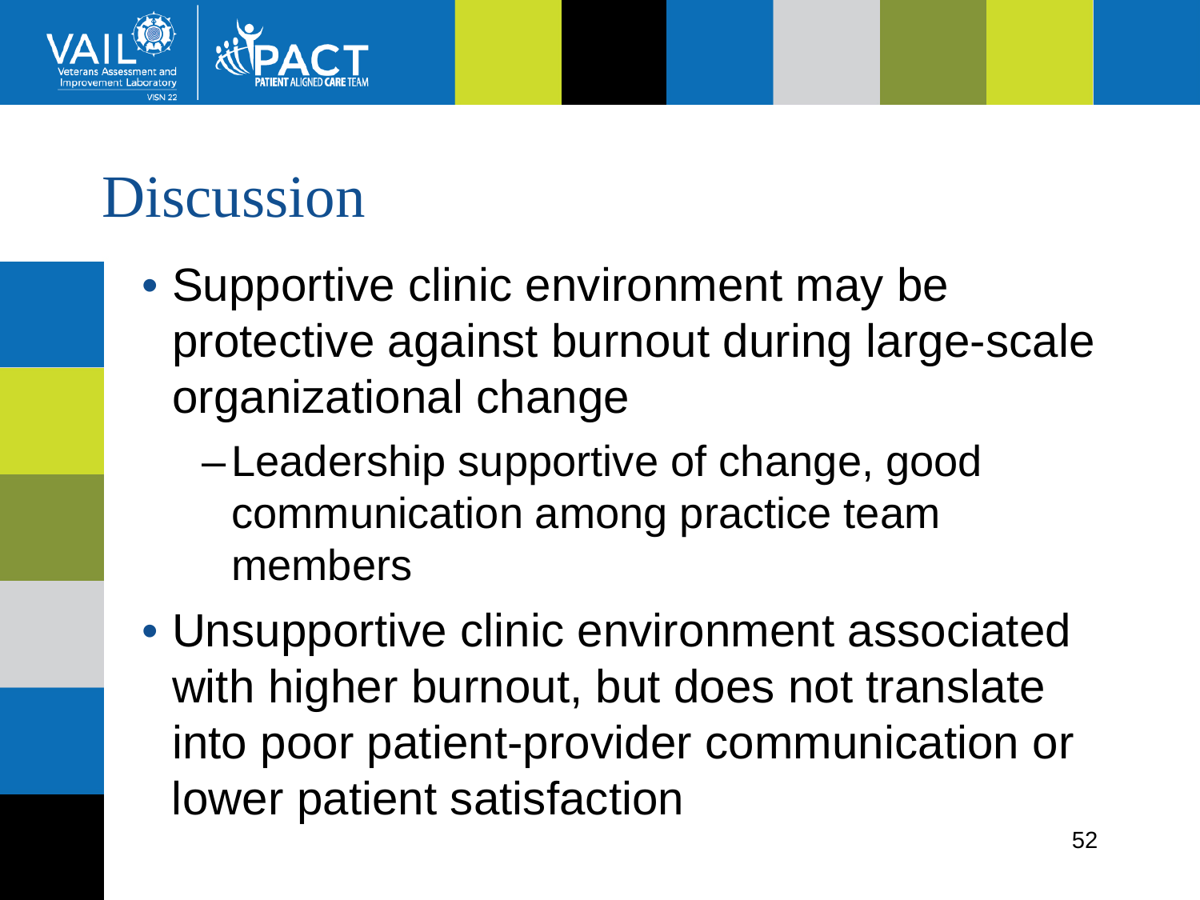# Discussion

- Supportive clinic environment may be protective against burnout during large-scale organizational change
  - Leadership supportive of change, good communication among practice team members
- Unsupportive clinic environment associated with higher burnout, but does not translate into poor patient-provider communication or lower patient satisfaction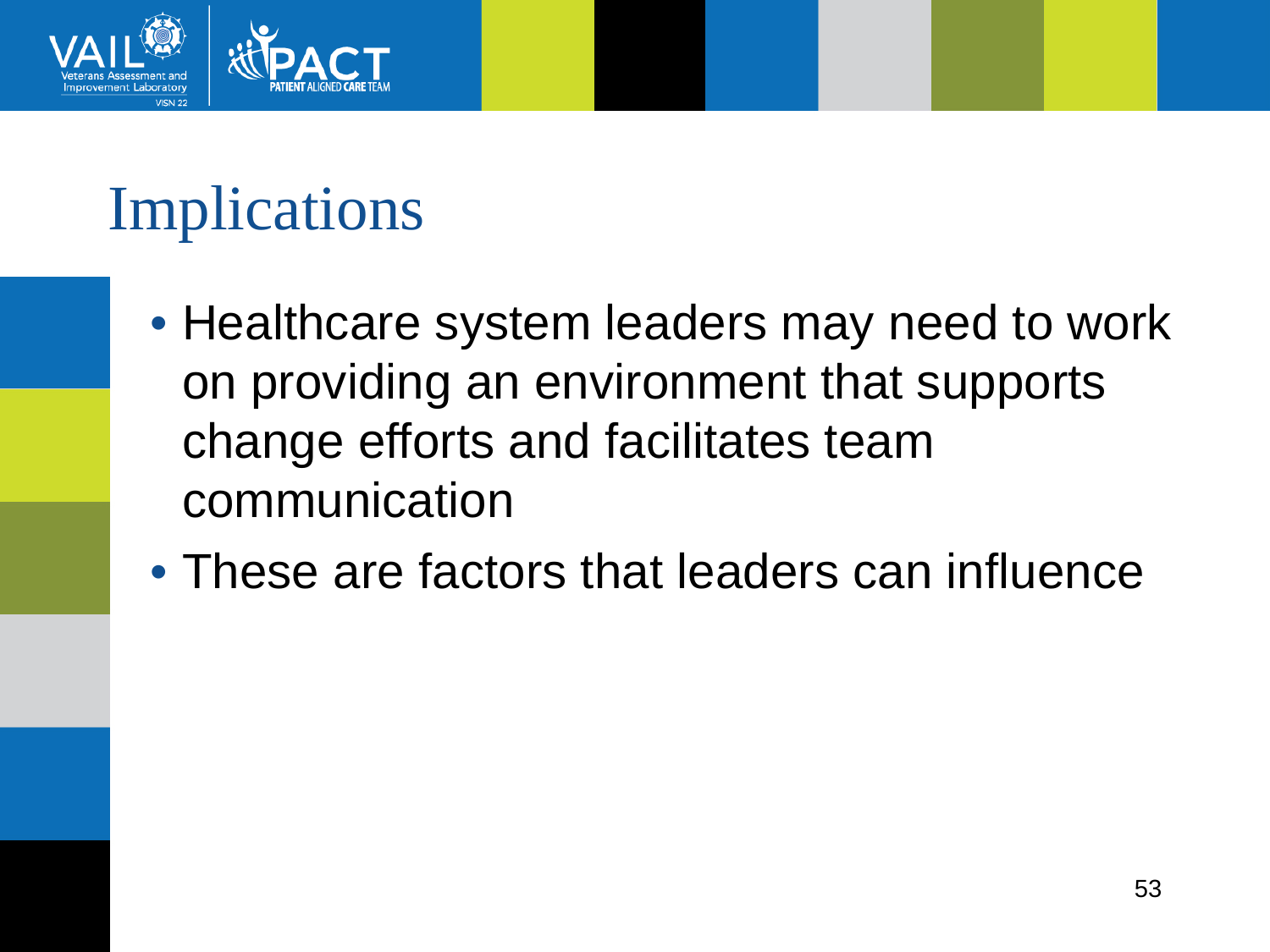# Implications

- Healthcare system leaders may need to work on providing an environment that supports change efforts and facilitates team communication
- These are factors that leaders can influence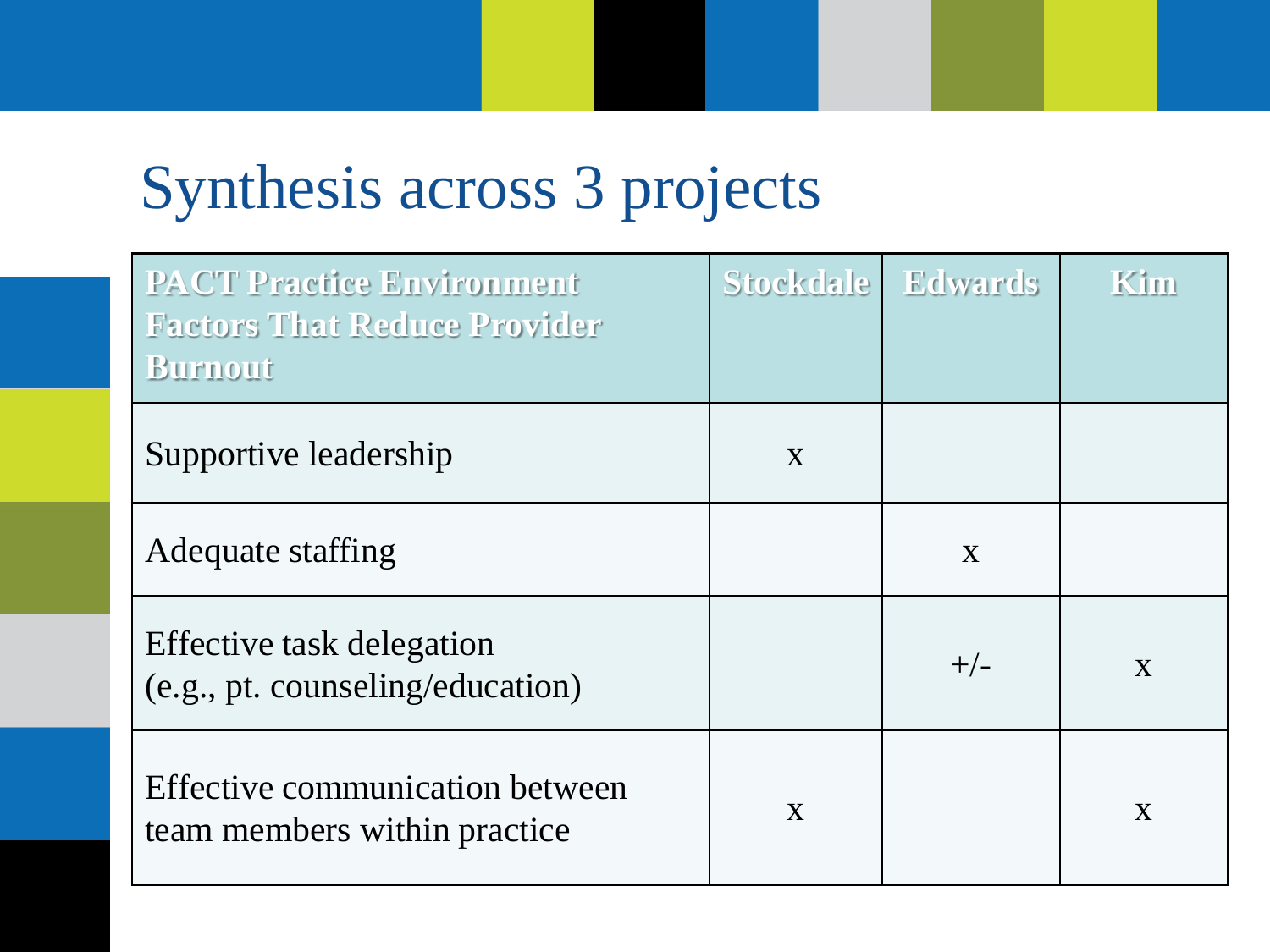# Synthesis across 3 projects

| PACT Practice Environment Factors That Reduce Provider Burnout | Stockdale | Edwards | Kim |
|---|---|---|---|
| Supportive leadership | x | | |
| Adequate staffing | | x | |
| Effective task delegation (e.g., pt. counseling/education) | | +/- | x |
| Effective communication between team members within practice | x | | x |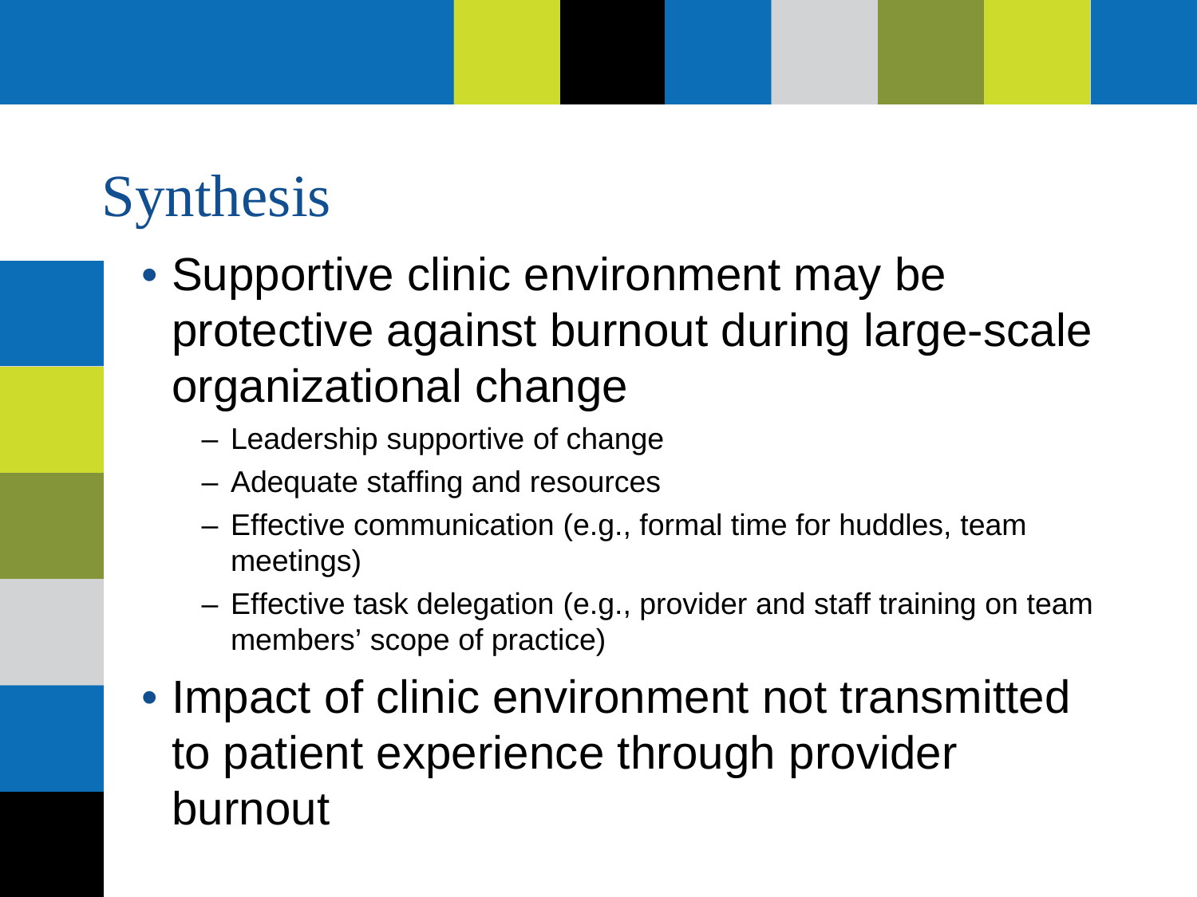# Synthesis

- Supportive clinic environment may be protective against burnout during large-scale organizational change
  - Leadership supportive of change
  - Adequate staffing and resources
  - Effective communication (e.g., formal time for huddles, team meetings)
  - Effective task delegation (e.g., provider and staff training on team members' scope of practice)
- Impact of clinic environment not transmitted to patient experience through provider burnout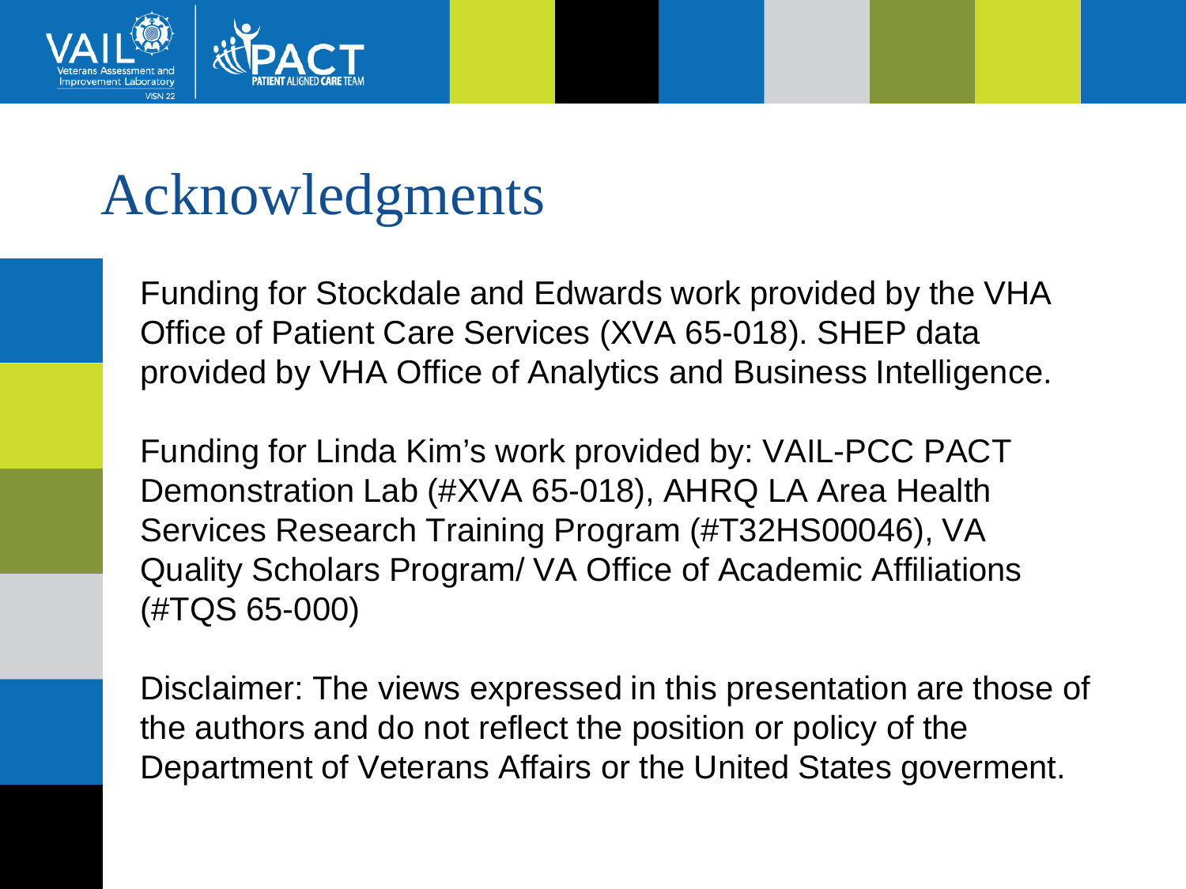# Acknowledgments

Funding for Stockdale and Edwards work provided by the VHA Office of Patient Care Services (XVA 65-018). SHEP data provided by VHA Office of Analytics and Business Intelligence.

Funding for Linda Kim's work provided by: VAIL-PCC PACT Demonstration Lab (#XVA 65-018), AHRQ LA Area Health Services Research Training Program (#T32HS00046), VA Quality Scholars Program/ VA Office of Academic Affiliations (#TQS 65-000)

Disclaimer: The views expressed in this presentation are those of the authors and do not reflect the position or policy of the Department of Veterans Affairs or the United States goverment.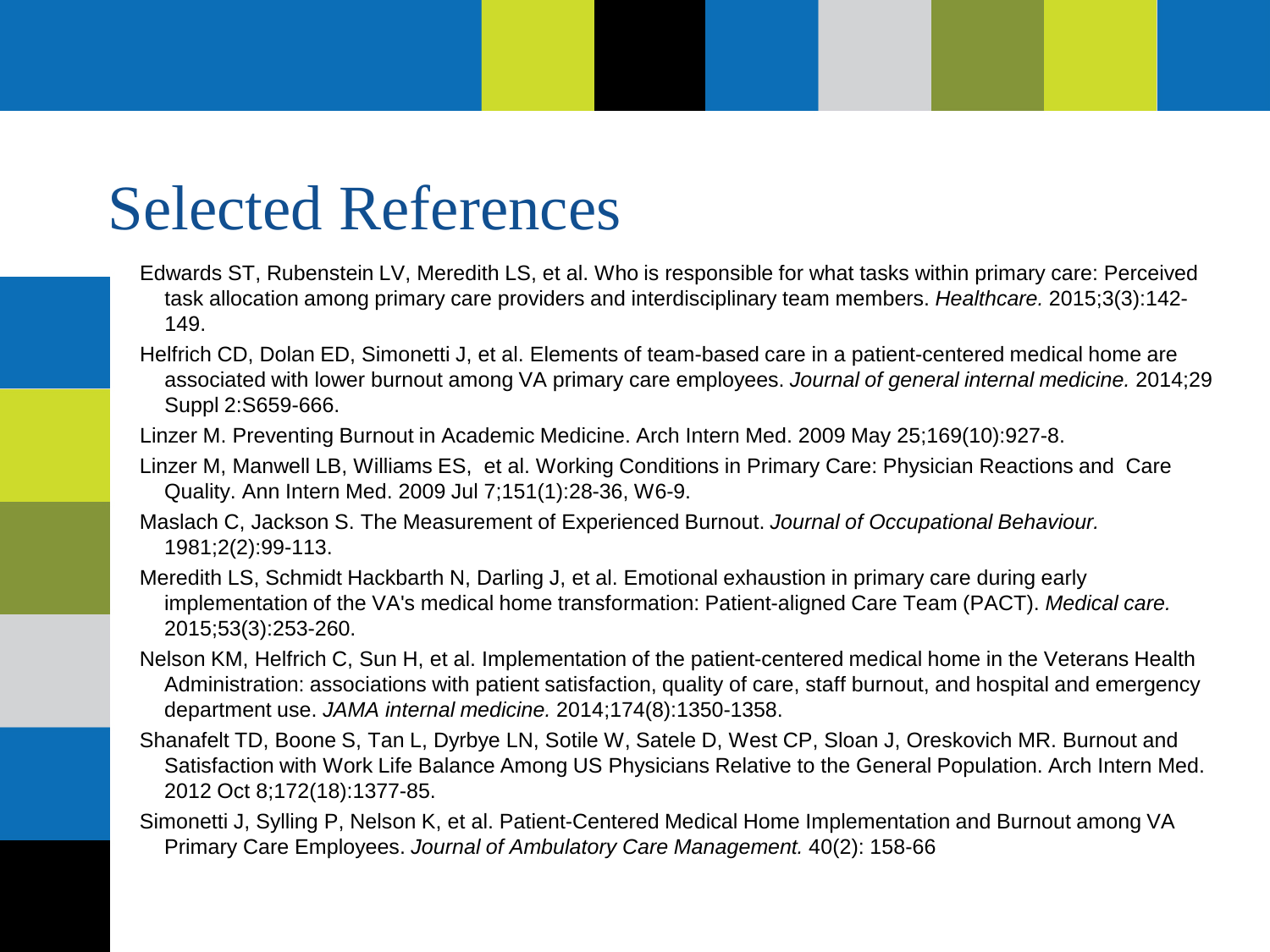# Selected References

Edwards ST, Rubenstein LV, Meredith LS, et al. Who is responsible for what tasks within primary care: Perceived task allocation among primary care providers and interdisciplinary team members. *Healthcare.* 2015;3(3):142-149.

Helfrich CD, Dolan ED, Simonetti J, et al. Elements of team-based care in a patient-centered medical home are associated with lower burnout among VA primary care employees. *Journal of general internal medicine.* 2014;29 Suppl 2:S659-666.

Linzer M. Preventing Burnout in Academic Medicine. Arch Intern Med. 2009 May 25;169(10):927-8.

Linzer M, Manwell LB, Williams ES, et al. Working Conditions in Primary Care: Physician Reactions and Care Quality. Ann Intern Med. 2009 Jul 7;151(1):28-36, W6-9.

Maslach C, Jackson S. The Measurement of Experienced Burnout. *Journal of Occupational Behaviour.* 1981;2(2):99-113.

Meredith LS, Schmidt Hackbarth N, Darling J, et al. Emotional exhaustion in primary care during early implementation of the VA's medical home transformation: Patient-aligned Care Team (PACT). *Medical care.* 2015;53(3):253-260.

Nelson KM, Helfrich C, Sun H, et al. Implementation of the patient-centered medical home in the Veterans Health Administration: associations with patient satisfaction, quality of care, staff burnout, and hospital and emergency department use. *JAMA internal medicine.* 2014;174(8):1350-1358.

Shanafelt TD, Boone S, Tan L, Dyrbye LN, Sotile W, Satele D, West CP, Sloan J, Oreskovich MR. Burnout and Satisfaction with Work Life Balance Among US Physicians Relative to the General Population. Arch Intern Med. 2012 Oct 8;172(18):1377-85.

Simonetti J, Sylling P, Nelson K, et al. Patient-Centered Medical Home Implementation and Burnout among VA Primary Care Employees. *Journal of Ambulatory Care Management.* 40(2): 158-66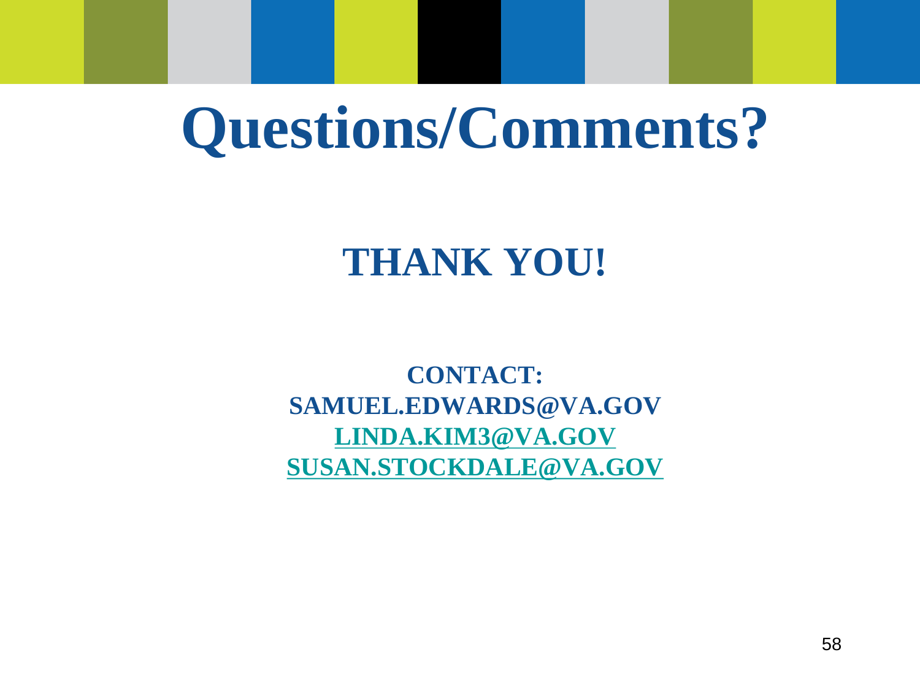# Questions/Comments?

## THANK YOU!

**CONTACT:**
**SAMUEL.EDWARDS@VA.GOV**
**LINDA.KIM3@VA.GOV**
**SUSAN.STOCKDALE@VA.GOV**